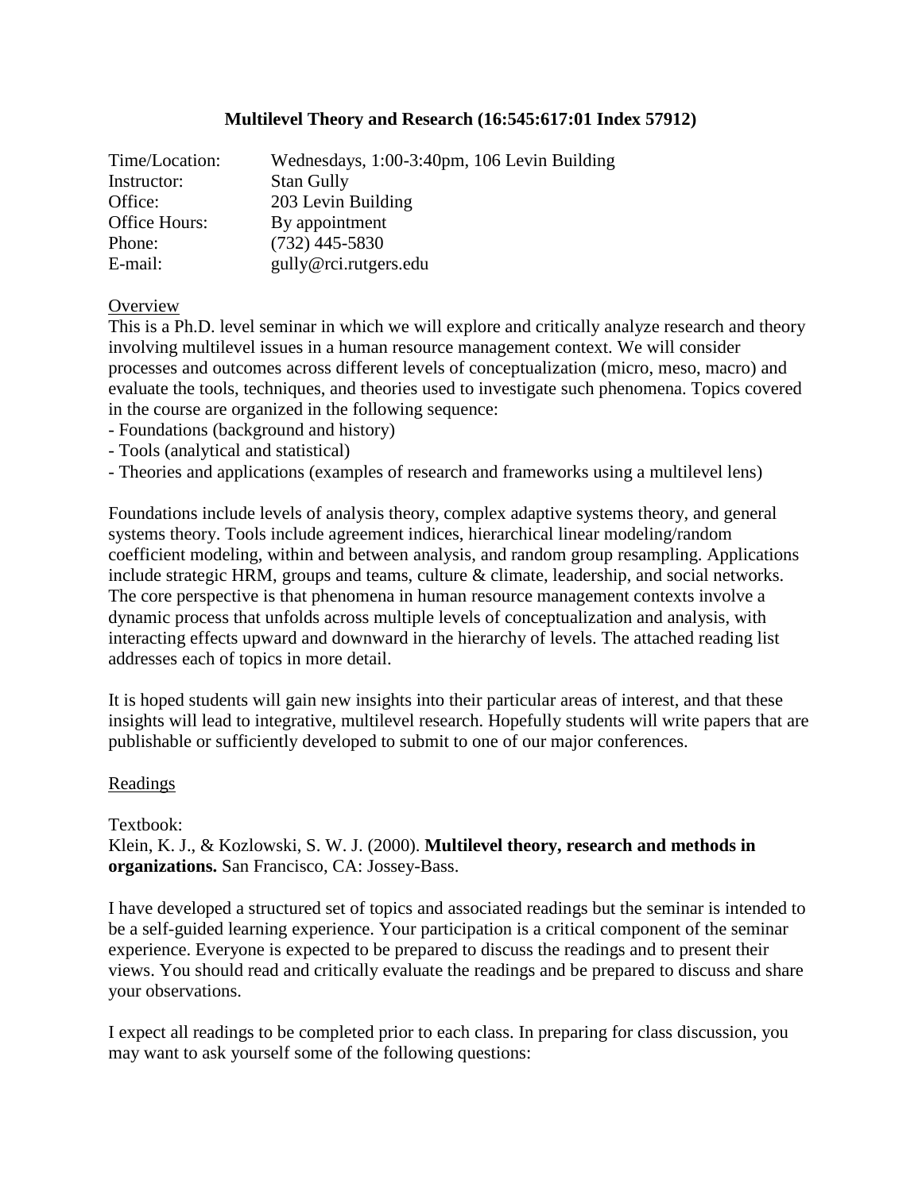# Multilevel Theory and Research (16:545:617:01 Index 57912)

| | |
|---|---|
| Time/Location: | Wednesdays, 1:00-3:40pm, 106 Levin Building |
| Instructor: | Stan Gully |
| Office: | 203 Levin Building |
| Office Hours: | By appointment |
| Phone: | (732) 445-5830 |
| E-mail: | gully@rci.rutgers.edu |

## Overview

This is a Ph.D. level seminar in which we will explore and critically analyze research and theory involving multilevel issues in a human resource management context. We will consider processes and outcomes across different levels of conceptualization (micro, meso, macro) and evaluate the tools, techniques, and theories used to investigate such phenomena. Topics covered in the course are organized in the following sequence:

- Foundations (background and history)
- Tools (analytical and statistical)
- Theories and applications (examples of research and frameworks using a multilevel lens)

Foundations include levels of analysis theory, complex adaptive systems theory, and general systems theory. Tools include agreement indices, hierarchical linear modeling/random coefficient modeling, within and between analysis, and random group resampling. Applications include strategic HRM, groups and teams, culture & climate, leadership, and social networks. The core perspective is that phenomena in human resource management contexts involve a dynamic process that unfolds across multiple levels of conceptualization and analysis, with interacting effects upward and downward in the hierarchy of levels. The attached reading list addresses each of topics in more detail.

It is hoped students will gain new insights into their particular areas of interest, and that these insights will lead to integrative, multilevel research. Hopefully students will write papers that are publishable or sufficiently developed to submit to one of our major conferences.

## Readings

Textbook:
Klein, K. J., & Kozlowski, S. W. J. (2000). **Multilevel theory, research and methods in organizations.** San Francisco, CA: Jossey-Bass.

I have developed a structured set of topics and associated readings but the seminar is intended to be a self-guided learning experience. Your participation is a critical component of the seminar experience. Everyone is expected to be prepared to discuss the readings and to present their views. You should read and critically evaluate the readings and be prepared to discuss and share your observations.

I expect all readings to be completed prior to each class. In preparing for class discussion, you may want to ask yourself some of the following questions: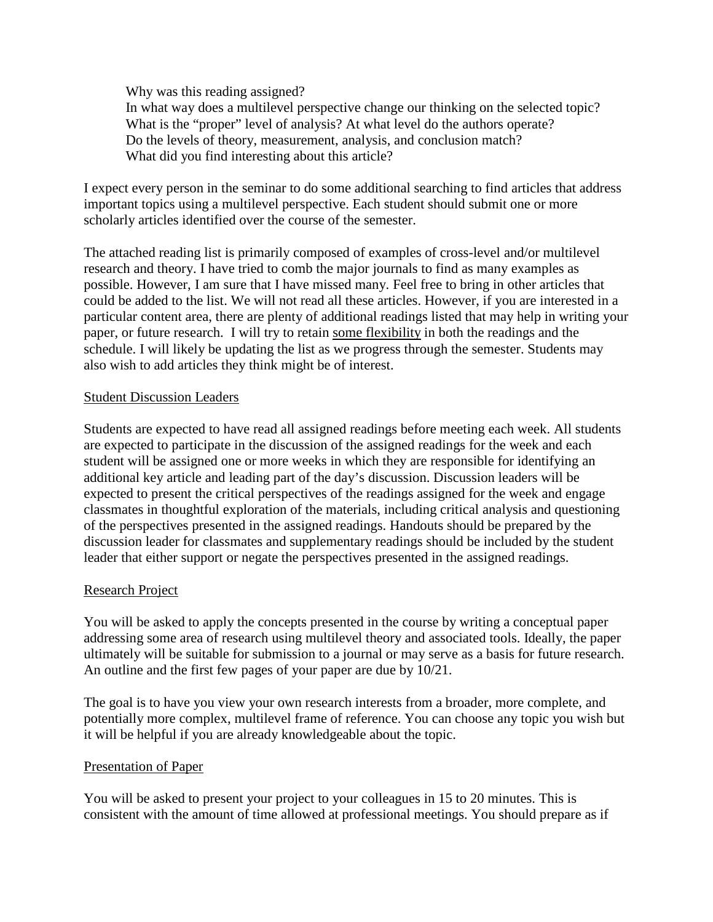Why was this reading assigned?
In what way does a multilevel perspective change our thinking on the selected topic?
What is the "proper" level of analysis? At what level do the authors operate?
Do the levels of theory, measurement, analysis, and conclusion match?
What did you find interesting about this article?

I expect every person in the seminar to do some additional searching to find articles that address important topics using a multilevel perspective. Each student should submit one or more scholarly articles identified over the course of the semester.

The attached reading list is primarily composed of examples of cross-level and/or multilevel research and theory. I have tried to comb the major journals to find as many examples as possible. However, I am sure that I have missed many. Feel free to bring in other articles that could be added to the list. We will not read all these articles. However, if you are interested in a particular content area, there are plenty of additional readings listed that may help in writing your paper, or future research. I will try to retain <u>some flexibility</u> in both the readings and the schedule. I will likely be updating the list as we progress through the semester. Students may also wish to add articles they think might be of interest.

<u>Student Discussion Leaders</u>

Students are expected to have read all assigned readings before meeting each week. All students are expected to participate in the discussion of the assigned readings for the week and each student will be assigned one or more weeks in which they are responsible for identifying an additional key article and leading part of the day's discussion. Discussion leaders will be expected to present the critical perspectives of the readings assigned for the week and engage classmates in thoughtful exploration of the materials, including critical analysis and questioning of the perspectives presented in the assigned readings. Handouts should be prepared by the discussion leader for classmates and supplementary readings should be included by the student leader that either support or negate the perspectives presented in the assigned readings.

<u>Research Project</u>

You will be asked to apply the concepts presented in the course by writing a conceptual paper addressing some area of research using multilevel theory and associated tools. Ideally, the paper ultimately will be suitable for submission to a journal or may serve as a basis for future research. An outline and the first few pages of your paper are due by 10/21.

The goal is to have you view your own research interests from a broader, more complete, and potentially more complex, multilevel frame of reference. You can choose any topic you wish but it will be helpful if you are already knowledgeable about the topic.

<u>Presentation of Paper</u>

You will be asked to present your project to your colleagues in 15 to 20 minutes. This is consistent with the amount of time allowed at professional meetings. You should prepare as if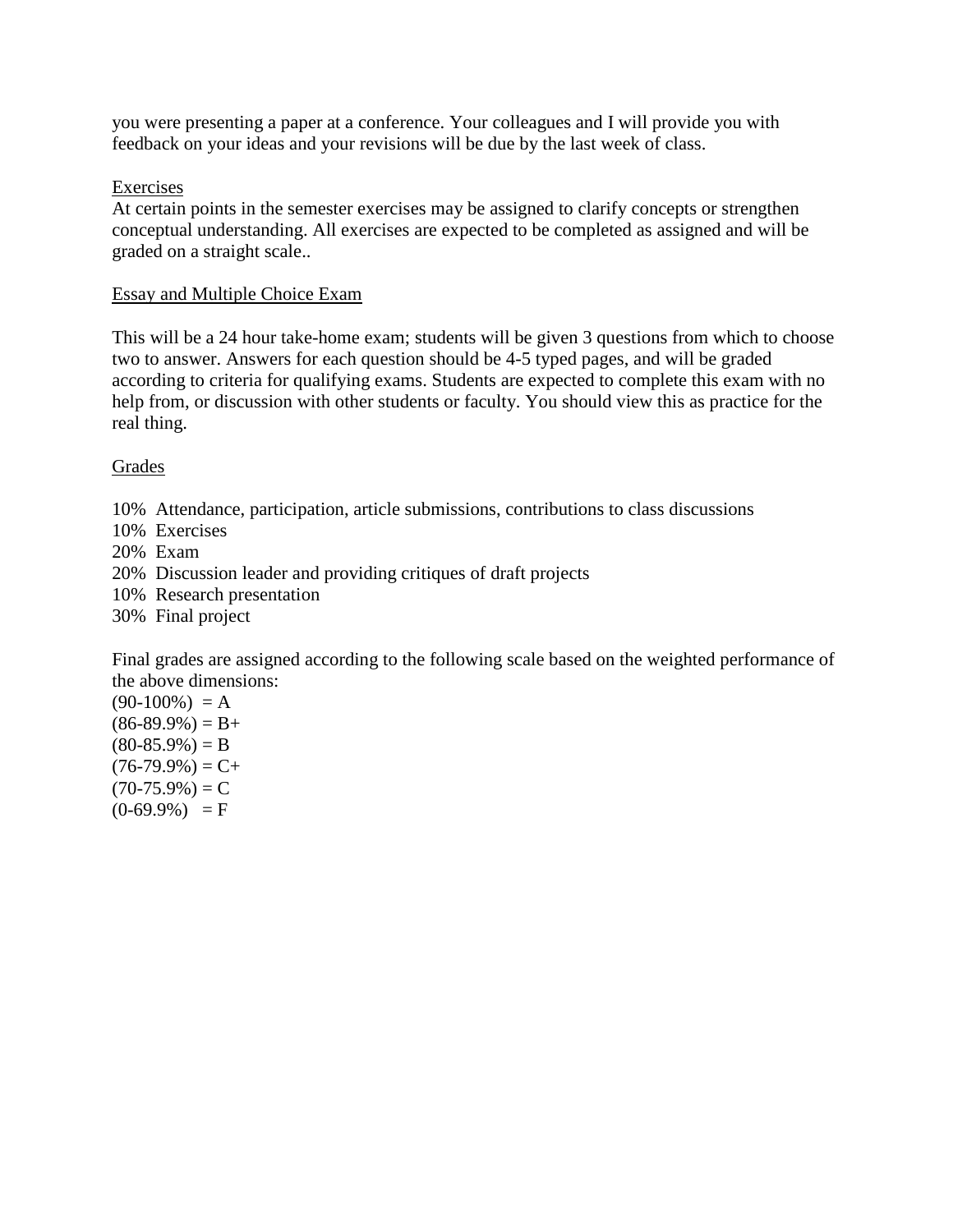you were presenting a paper at a conference. Your colleagues and I will provide you with feedback on your ideas and your revisions will be due by the last week of class.

<u>Exercises</u>

At certain points in the semester exercises may be assigned to clarify concepts or strengthen conceptual understanding. All exercises are expected to be completed as assigned and will be graded on a straight scale..

<u>Essay and Multiple Choice Exam</u>

This will be a 24 hour take-home exam; students will be given 3 questions from which to choose two to answer. Answers for each question should be 4-5 typed pages, and will be graded according to criteria for qualifying exams. Students are expected to complete this exam with no help from, or discussion with other students or faculty. You should view this as practice for the real thing.

<u>Grades</u>

10% Attendance, participation, article submissions, contributions to class discussions
10% Exercises
20% Exam
20% Discussion leader and providing critiques of draft projects
10% Research presentation
30% Final project

Final grades are assigned according to the following scale based on the weighted performance of the above dimensions:
(90-100%) = A
(86-89.9%) = B+
(80-85.9%) = B
(76-79.9%) = C+
(70-75.9%) = C
(0-69.9%) = F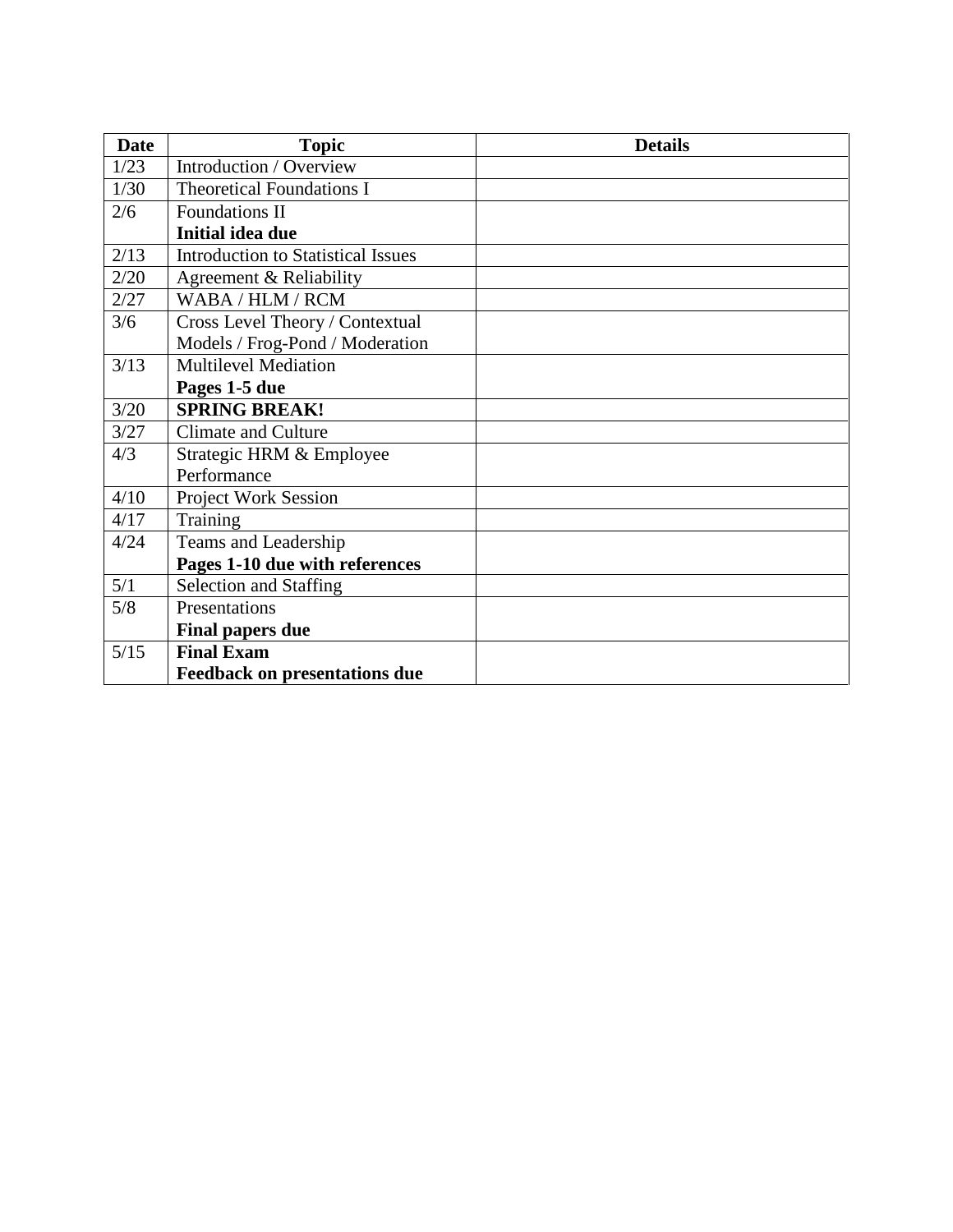| Date | Topic | Details |
|---|---|---|
| 1/23 | Introduction / Overview | |
| 1/30 | Theoretical Foundations I | |
| 2/6 | Foundations II **Initial idea due** | |
| 2/13 | Introduction to Statistical Issues | |
| 2/20 | Agreement & Reliability | |
| 2/27 | WABA / HLM / RCM | |
| 3/6 | Cross Level Theory / Contextual Models / Frog-Pond / Moderation | |
| 3/13 | Multilevel Mediation **Pages 1-5 due** | |
| 3/20 | **SPRING BREAK!** | |
| 3/27 | Climate and Culture | |
| 4/3 | Strategic HRM & Employee Performance | |
| 4/10 | Project Work Session | |
| 4/17 | Training | |
| 4/24 | Teams and Leadership **Pages 1-10 due with references** | |
| 5/1 | Selection and Staffing | |
| 5/8 | Presentations **Final papers due** | |
| 5/15 | **Final Exam** **Feedback on presentations due** | |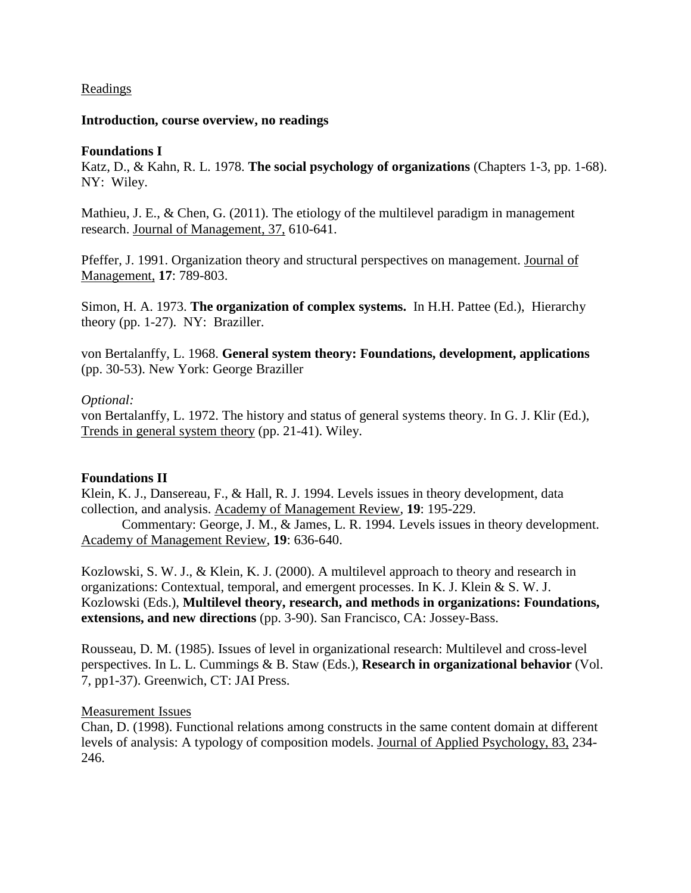Readings

**Introduction, course overview, no readings**

**Foundations I**

Katz, D., & Kahn, R. L. 1978. **The social psychology of organizations** (Chapters 1-3, pp. 1-68). NY: Wiley.

Mathieu, J. E., & Chen, G. (2011). The etiology of the multilevel paradigm in management research. Journal of Management, 37, 610-641.

Pfeffer, J. 1991. Organization theory and structural perspectives on management. Journal of Management, **17**: 789-803.

Simon, H. A. 1973. **The organization of complex systems.** In H.H. Pattee (Ed.), Hierarchy theory (pp. 1-27). NY: Braziller.

von Bertalanffy, L. 1968. **General system theory: Foundations, development, applications** (pp. 30-53). New York: George Braziller

*Optional:*

von Bertalanffy, L. 1972. The history and status of general systems theory. In G. J. Klir (Ed.), Trends in general system theory (pp. 21-41). Wiley.

**Foundations II**

Klein, K. J., Dansereau, F., & Hall, R. J. 1994. Levels issues in theory development, data collection, and analysis. Academy of Management Review, **19**: 195-229.

Commentary: George, J. M., & James, L. R. 1994. Levels issues in theory development. Academy of Management Review, **19**: 636-640.

Kozlowski, S. W. J., & Klein, K. J. (2000). A multilevel approach to theory and research in organizations: Contextual, temporal, and emergent processes. In K. J. Klein & S. W. J. Kozlowski (Eds.), **Multilevel theory, research, and methods in organizations: Foundations, extensions, and new directions** (pp. 3-90). San Francisco, CA: Jossey-Bass.

Rousseau, D. M. (1985). Issues of level in organizational research: Multilevel and cross-level perspectives. In L. L. Cummings & B. Staw (Eds.), **Research in organizational behavior** (Vol. 7, pp1-37). Greenwich, CT: JAI Press.

Measurement Issues

Chan, D. (1998). Functional relations among constructs in the same content domain at different levels of analysis: A typology of composition models. Journal of Applied Psychology, 83, 234-246.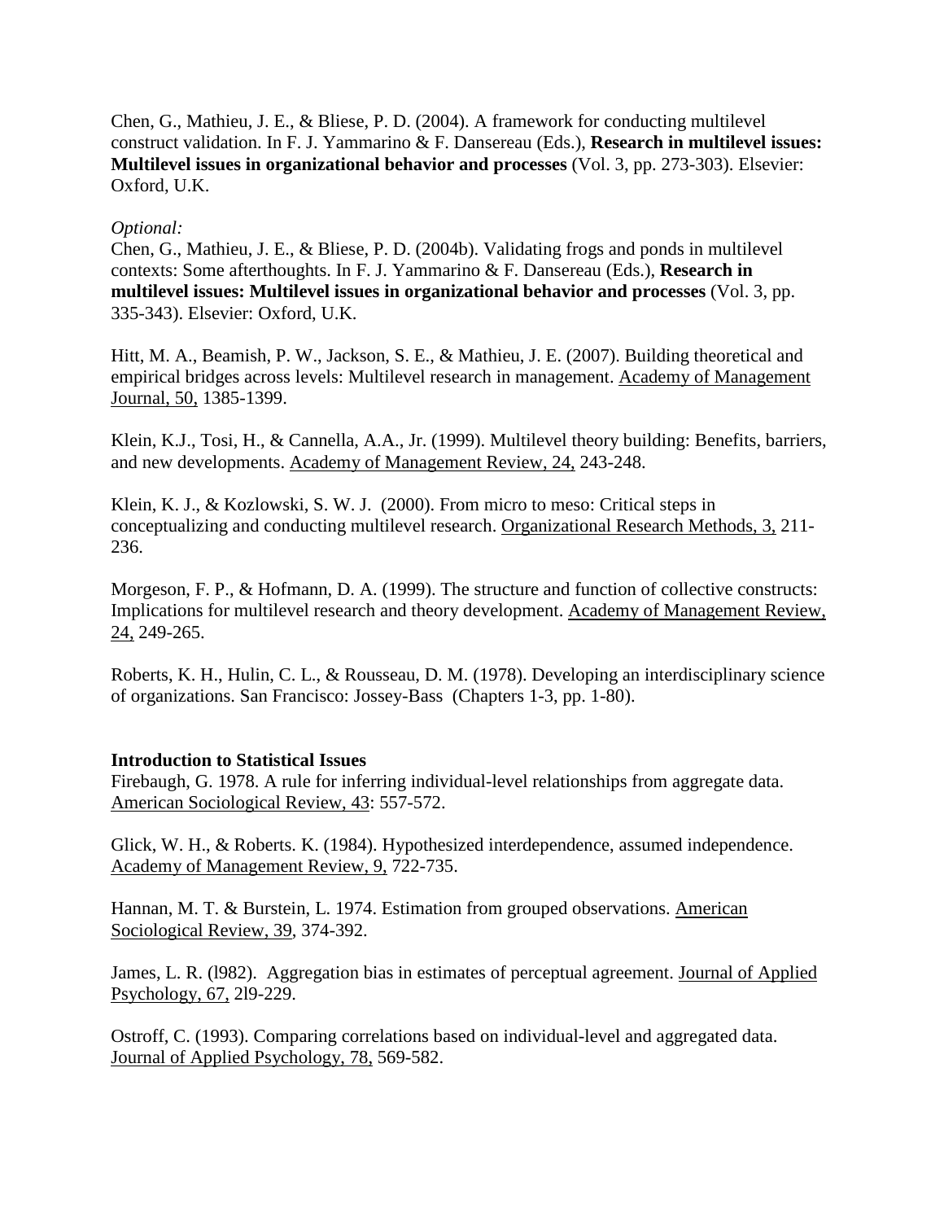Chen, G., Mathieu, J. E., & Bliese, P. D. (2004). A framework for conducting multilevel construct validation. In F. J. Yammarino & F. Dansereau (Eds.), **Research in multilevel issues: Multilevel issues in organizational behavior and processes** (Vol. 3, pp. 273-303). Elsevier: Oxford, U.K.

*Optional:*
Chen, G., Mathieu, J. E., & Bliese, P. D. (2004b). Validating frogs and ponds in multilevel contexts: Some afterthoughts. In F. J. Yammarino & F. Dansereau (Eds.), **Research in multilevel issues: Multilevel issues in organizational behavior and processes** (Vol. 3, pp. 335-343). Elsevier: Oxford, U.K.

Hitt, M. A., Beamish, P. W., Jackson, S. E., & Mathieu, J. E. (2007). Building theoretical and empirical bridges across levels: Multilevel research in management. Academy of Management Journal, 50, 1385-1399.

Klein, K.J., Tosi, H., & Cannella, A.A., Jr. (1999). Multilevel theory building: Benefits, barriers, and new developments. Academy of Management Review, 24, 243-248.

Klein, K. J., & Kozlowski, S. W. J. (2000). From micro to meso: Critical steps in conceptualizing and conducting multilevel research. Organizational Research Methods, 3, 211-236.

Morgeson, F. P., & Hofmann, D. A. (1999). The structure and function of collective constructs: Implications for multilevel research and theory development. Academy of Management Review, 24, 249-265.

Roberts, K. H., Hulin, C. L., & Rousseau, D. M. (1978). Developing an interdisciplinary science of organizations. San Francisco: Jossey-Bass (Chapters 1-3, pp. 1-80).

**Introduction to Statistical Issues**
Firebaugh, G. 1978. A rule for inferring individual-level relationships from aggregate data. American Sociological Review, 43: 557-572.

Glick, W. H., & Roberts. K. (1984). Hypothesized interdependence, assumed independence. Academy of Management Review, 9, 722-735.

Hannan, M. T. & Burstein, L. 1974. Estimation from grouped observations. American Sociological Review, 39, 374-392.

James, L. R. (l982). Aggregation bias in estimates of perceptual agreement. Journal of Applied Psychology, 67, 2l9-229.

Ostroff, C. (1993). Comparing correlations based on individual-level and aggregated data. Journal of Applied Psychology, 78, 569-582.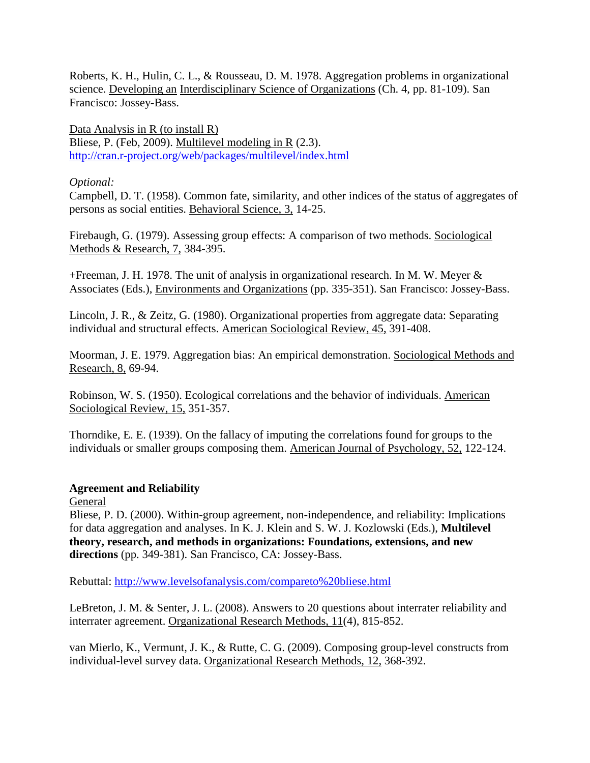Roberts, K. H., Hulin, C. L., & Rousseau, D. M. 1978. Aggregation problems in organizational science. Developing an Interdisciplinary Science of Organizations (Ch. 4, pp. 81-109). San Francisco: Jossey-Bass.

Data Analysis in R (to install R)
Bliese, P. (Feb, 2009). Multilevel modeling in R (2.3). http://cran.r-project.org/web/packages/multilevel/index.html

*Optional:*
Campbell, D. T. (1958). Common fate, similarity, and other indices of the status of aggregates of persons as social entities. Behavioral Science, 3, 14-25.

Firebaugh, G. (1979). Assessing group effects: A comparison of two methods. Sociological Methods & Research, 7, 384-395.

+Freeman, J. H. 1978. The unit of analysis in organizational research. In M. W. Meyer & Associates (Eds.), Environments and Organizations (pp. 335-351). San Francisco: Jossey-Bass.

Lincoln, J. R., & Zeitz, G. (1980). Organizational properties from aggregate data: Separating individual and structural effects. American Sociological Review, 45, 391-408.

Moorman, J. E. 1979. Aggregation bias: An empirical demonstration. Sociological Methods and Research, 8, 69-94.

Robinson, W. S. (1950). Ecological correlations and the behavior of individuals. American Sociological Review, 15, 351-357.

Thorndike, E. E. (1939). On the fallacy of imputing the correlations found for groups to the individuals or smaller groups composing them. American Journal of Psychology, 52, 122-124.

**Agreement and Reliability**
General
Bliese, P. D. (2000). Within-group agreement, non-independence, and reliability: Implications for data aggregation and analyses. In K. J. Klein and S. W. J. Kozlowski (Eds.), **Multilevel theory, research, and methods in organizations: Foundations, extensions, and new directions** (pp. 349-381). San Francisco, CA: Jossey-Bass.

Rebuttal: http://www.levelsofanalysis.com/compareto%20bliese.html

LeBreton, J. M. & Senter, J. L. (2008). Answers to 20 questions about interrater reliability and interrater agreement. Organizational Research Methods, 11(4), 815-852.

van Mierlo, K., Vermunt, J. K., & Rutte, C. G. (2009). Composing group-level constructs from individual-level survey data. Organizational Research Methods, 12, 368-392.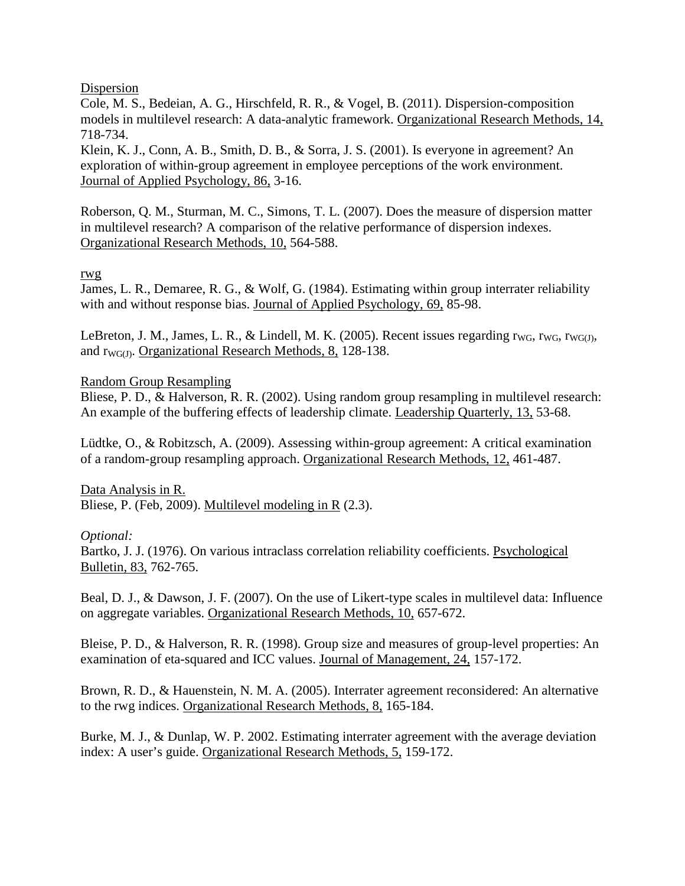Dispersion

Cole, M. S., Bedeian, A. G., Hirschfeld, R. R., & Vogel, B. (2011). Dispersion-composition models in multilevel research: A data-analytic framework. Organizational Research Methods, 14, 718-734.

Klein, K. J., Conn, A. B., Smith, D. B., & Sorra, J. S. (2001). Is everyone in agreement? An exploration of within-group agreement in employee perceptions of the work environment. Journal of Applied Psychology, 86, 3-16.

Roberson, Q. M., Sturman, M. C., Simons, T. L. (2007). Does the measure of dispersion matter in multilevel research? A comparison of the relative performance of dispersion indexes. Organizational Research Methods, 10, 564-588.

rwg

James, L. R., Demaree, R. G., & Wolf, G. (1984). Estimating within group interrater reliability with and without response bias. Journal of Applied Psychology, 69, 85-98.

LeBreton, J. M., James, L. R., & Lindell, M. K. (2005). Recent issues regarding $r_{WG}$, $r_{WG}$, $r_{WG(J)}$, and $r_{WG(J)}$. Organizational Research Methods, 8, 128-138.

Random Group Resampling

Bliese, P. D., & Halverson, R. R. (2002). Using random group resampling in multilevel research: An example of the buffering effects of leadership climate. Leadership Quarterly, 13, 53-68.

Lüdtke, O., & Robitzsch, A. (2009). Assessing within-group agreement: A critical examination of a random-group resampling approach. Organizational Research Methods, 12, 461-487.

Data Analysis in R.

Bliese, P. (Feb, 2009). Multilevel modeling in R (2.3).

*Optional:*

Bartko, J. J. (1976). On various intraclass correlation reliability coefficients. Psychological Bulletin, 83, 762-765.

Beal, D. J., & Dawson, J. F. (2007). On the use of Likert-type scales in multilevel data: Influence on aggregate variables. Organizational Research Methods, 10, 657-672.

Bleise, P. D., & Halverson, R. R. (1998). Group size and measures of group-level properties: An examination of eta-squared and ICC values. Journal of Management, 24, 157-172.

Brown, R. D., & Hauenstein, N. M. A. (2005). Interrater agreement reconsidered: An alternative to the rwg indices. Organizational Research Methods, 8, 165-184.

Burke, M. J., & Dunlap, W. P. 2002. Estimating interrater agreement with the average deviation index: A user's guide. Organizational Research Methods, 5, 159-172.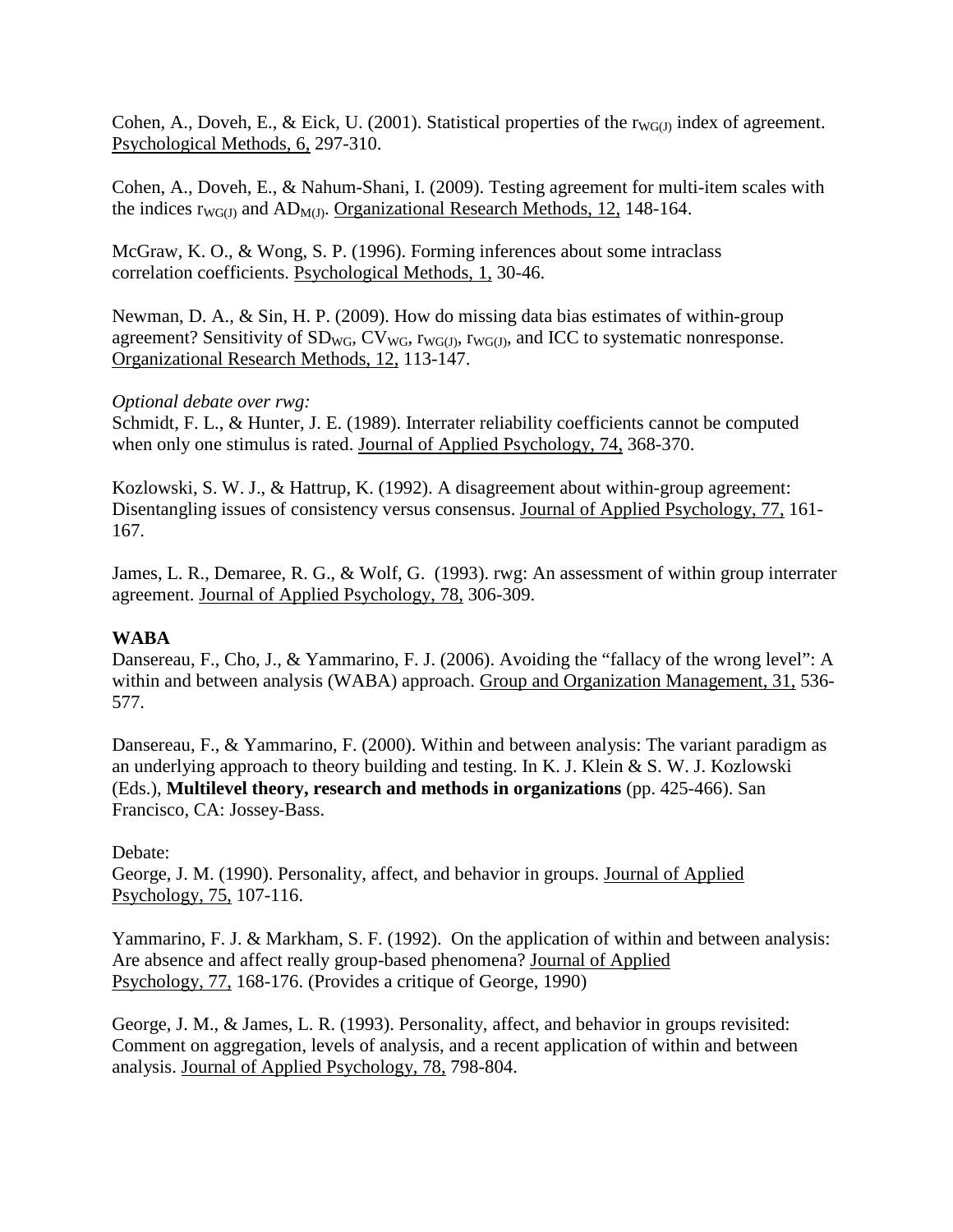Cohen, A., Doveh, E., & Eick, U. (2001). Statistical properties of the $r_{WG(J)}$ index of agreement. Psychological Methods, 6, 297-310.

Cohen, A., Doveh, E., & Nahum-Shani, I. (2009). Testing agreement for multi-item scales with the indices $r_{WG(J)}$ and $AD_{M(J)}$. Organizational Research Methods, 12, 148-164.

McGraw, K. O., & Wong, S. P. (1996). Forming inferences about some intraclass correlation coefficients. Psychological Methods, 1, 30-46.

Newman, D. A., & Sin, H. P. (2009). How do missing data bias estimates of within-group agreement? Sensitivity of $SD_{WG}$, $CV_{WG}$, $r_{WG(J)}$, $r_{WG(J)}$, and ICC to systematic nonresponse. Organizational Research Methods, 12, 113-147.

*Optional debate over rwg:*

Schmidt, F. L., & Hunter, J. E. (1989). Interrater reliability coefficients cannot be computed when only one stimulus is rated. Journal of Applied Psychology, 74, 368-370.

Kozlowski, S. W. J., & Hattrup, K. (1992). A disagreement about within-group agreement: Disentangling issues of consistency versus consensus. Journal of Applied Psychology, 77, 161-167.

James, L. R., Demaree, R. G., & Wolf, G. (1993). rwg: An assessment of within group interrater agreement. Journal of Applied Psychology, 78, 306-309.

**WABA**

Dansereau, F., Cho, J., & Yammarino, F. J. (2006). Avoiding the "fallacy of the wrong level": A within and between analysis (WABA) approach. Group and Organization Management, 31, 536-577.

Dansereau, F., & Yammarino, F. (2000). Within and between analysis: The variant paradigm as an underlying approach to theory building and testing. In K. J. Klein & S. W. J. Kozlowski (Eds.), **Multilevel theory, research and methods in organizations** (pp. 425-466). San Francisco, CA: Jossey-Bass.

Debate:

George, J. M. (1990). Personality, affect, and behavior in groups. Journal of Applied Psychology, 75, 107-116.

Yammarino, F. J. & Markham, S. F. (1992). On the application of within and between analysis: Are absence and affect really group-based phenomena? Journal of Applied Psychology, 77, 168-176. (Provides a critique of George, 1990)

George, J. M., & James, L. R. (1993). Personality, affect, and behavior in groups revisited: Comment on aggregation, levels of analysis, and a recent application of within and between analysis. Journal of Applied Psychology, 78, 798-804.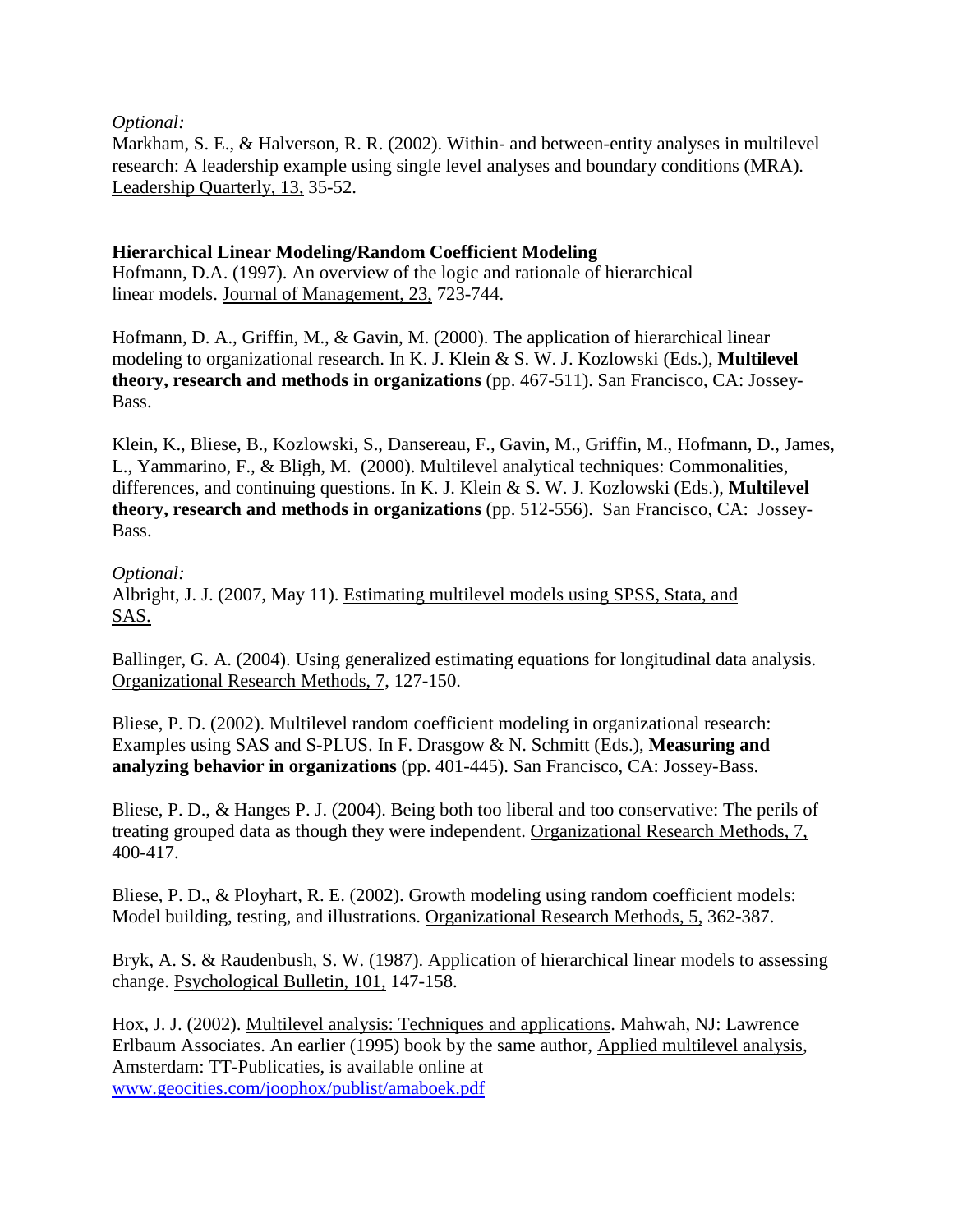*Optional:*
Markham, S. E., & Halverson, R. R. (2002). Within- and between-entity analyses in multilevel research: A leadership example using single level analyses and boundary conditions (MRA). Leadership Quarterly, 13, 35-52.

**Hierarchical Linear Modeling/Random Coefficient Modeling**
Hofmann, D.A. (1997). An overview of the logic and rationale of hierarchical linear models. Journal of Management, 23, 723-744.

Hofmann, D. A., Griffin, M., & Gavin, M. (2000). The application of hierarchical linear modeling to organizational research. In K. J. Klein & S. W. J. Kozlowski (Eds.), **Multilevel theory, research and methods in organizations** (pp. 467-511). San Francisco, CA: Jossey-Bass.

Klein, K., Bliese, B., Kozlowski, S., Dansereau, F., Gavin, M., Griffin, M., Hofmann, D., James, L., Yammarino, F., & Bligh, M. (2000). Multilevel analytical techniques: Commonalities, differences, and continuing questions. In K. J. Klein & S. W. J. Kozlowski (Eds.), **Multilevel theory, research and methods in organizations** (pp. 512-556). San Francisco, CA: Jossey-Bass.

*Optional:*
Albright, J. J. (2007, May 11). Estimating multilevel models using SPSS, Stata, and SAS.

Ballinger, G. A. (2004). Using generalized estimating equations for longitudinal data analysis. Organizational Research Methods, 7, 127-150.

Bliese, P. D. (2002). Multilevel random coefficient modeling in organizational research: Examples using SAS and S-PLUS. In F. Drasgow & N. Schmitt (Eds.), **Measuring and analyzing behavior in organizations** (pp. 401-445). San Francisco, CA: Jossey-Bass.

Bliese, P. D., & Hanges P. J. (2004). Being both too liberal and too conservative: The perils of treating grouped data as though they were independent. Organizational Research Methods, 7, 400-417.

Bliese, P. D., & Ployhart, R. E. (2002). Growth modeling using random coefficient models: Model building, testing, and illustrations. Organizational Research Methods, 5, 362-387.

Bryk, A. S. & Raudenbush, S. W. (1987). Application of hierarchical linear models to assessing change. Psychological Bulletin, 101, 147-158.

Hox, J. J. (2002). Multilevel analysis: Techniques and applications. Mahwah, NJ: Lawrence Erlbaum Associates. An earlier (1995) book by the same author, Applied multilevel analysis, Amsterdam: TT-Publicaties, is available online at www.geocities.com/joophox/publist/amaboek.pdf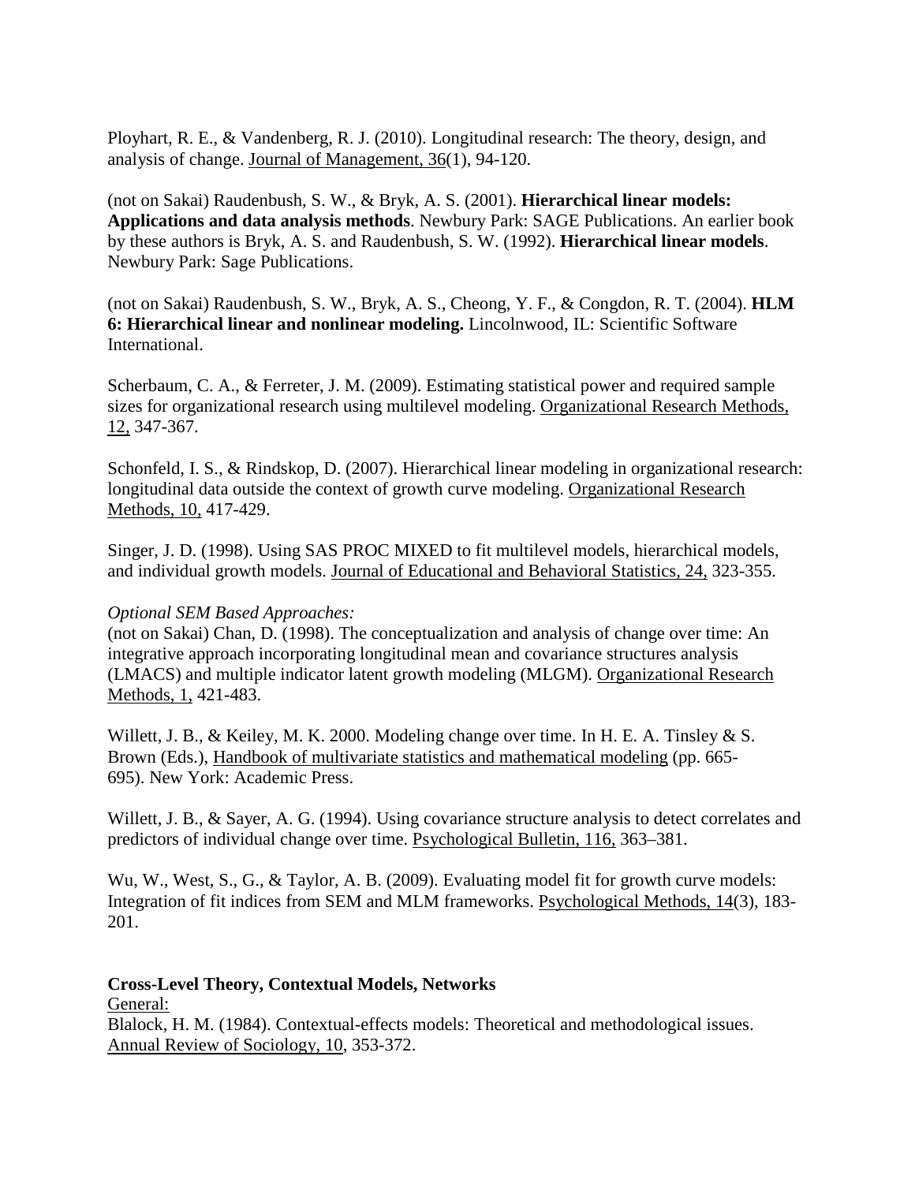Ployhart, R. E., & Vandenberg, R. J. (2010). Longitudinal research: The theory, design, and analysis of change. Journal of Management, 36(1), 94-120.

(not on Sakai) Raudenbush, S. W., & Bryk, A. S. (2001). **Hierarchical linear models: Applications and data analysis methods**. Newbury Park: SAGE Publications. An earlier book by these authors is Bryk, A. S. and Raudenbush, S. W. (1992). **Hierarchical linear models**. Newbury Park: Sage Publications.

(not on Sakai) Raudenbush, S. W., Bryk, A. S., Cheong, Y. F., & Congdon, R. T. (2004). **HLM 6: Hierarchical linear and nonlinear modeling.** Lincolnwood, IL: Scientific Software International.

Scherbaum, C. A., & Ferreter, J. M. (2009). Estimating statistical power and required sample sizes for organizational research using multilevel modeling. Organizational Research Methods, 12, 347-367.

Schonfeld, I. S., & Rindskop, D. (2007). Hierarchical linear modeling in organizational research: longitudinal data outside the context of growth curve modeling. Organizational Research Methods, 10, 417-429.

Singer, J. D. (1998). Using SAS PROC MIXED to fit multilevel models, hierarchical models, and individual growth models. Journal of Educational and Behavioral Statistics, 24, 323-355.

*Optional SEM Based Approaches:*

(not on Sakai) Chan, D. (1998). The conceptualization and analysis of change over time: An integrative approach incorporating longitudinal mean and covariance structures analysis (LMACS) and multiple indicator latent growth modeling (MLGM). Organizational Research Methods, 1, 421-483.

Willett, J. B., & Keiley, M. K. 2000. Modeling change over time. In H. E. A. Tinsley & S. Brown (Eds.), Handbook of multivariate statistics and mathematical modeling (pp. 665-695). New York: Academic Press.

Willett, J. B., & Sayer, A. G. (1994). Using covariance structure analysis to detect correlates and predictors of individual change over time. Psychological Bulletin, 116, 363–381.

Wu, W., West, S., G., & Taylor, A. B. (2009). Evaluating model fit for growth curve models: Integration of fit indices from SEM and MLM frameworks. Psychological Methods, 14(3), 183-201.

**Cross-Level Theory, Contextual Models, Networks**

General:

Blalock, H. M. (1984). Contextual-effects models: Theoretical and methodological issues. Annual Review of Sociology, 10, 353-372.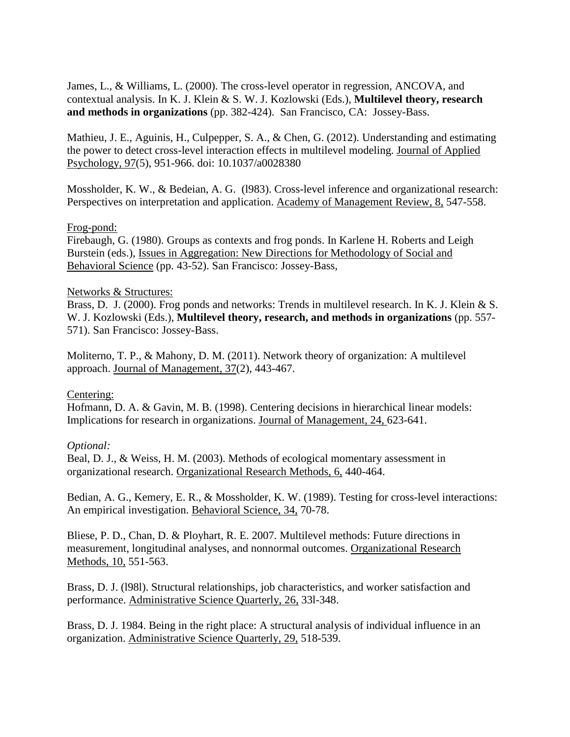James, L., & Williams, L. (2000). The cross-level operator in regression, ANCOVA, and contextual analysis. In K. J. Klein & S. W. J. Kozlowski (Eds.), **Multilevel theory, research and methods in organizations** (pp. 382-424). San Francisco, CA: Jossey-Bass.

Mathieu, J. E., Aguinis, H., Culpepper, S. A., & Chen, G. (2012). Understanding and estimating the power to detect cross-level interaction effects in multilevel modeling. Journal of Applied Psychology, 97(5), 951-966. doi: 10.1037/a0028380

Mossholder, K. W., & Bedeian, A. G. (l983). Cross-level inference and organizational research: Perspectives on interpretation and application. Academy of Management Review, 8, 547-558.

Frog-pond:

Firebaugh, G. (1980). Groups as contexts and frog ponds. In Karlene H. Roberts and Leigh Burstein (eds.), Issues in Aggregation: New Directions for Methodology of Social and Behavioral Science (pp. 43-52). San Francisco: Jossey-Bass,

Networks & Structures:

Brass, D. J. (2000). Frog ponds and networks: Trends in multilevel research. In K. J. Klein & S. W. J. Kozlowski (Eds.), **Multilevel theory, research, and methods in organizations** (pp. 557-571). San Francisco: Jossey-Bass.

Moliterno, T. P., & Mahony, D. M. (2011). Network theory of organization: A multilevel approach. Journal of Management, 37(2), 443-467.

Centering:

Hofmann, D. A. & Gavin, M. B. (1998). Centering decisions in hierarchical linear models: Implications for research in organizations. Journal of Management, 24, 623-641.

*Optional:*

Beal, D. J., & Weiss, H. M. (2003). Methods of ecological momentary assessment in organizational research. Organizational Research Methods, 6, 440-464.

Bedian, A. G., Kemery, E. R., & Mossholder, K. W. (1989). Testing for cross-level interactions: An empirical investigation. Behavioral Science, 34, 70-78.

Bliese, P. D., Chan, D. & Ployhart, R. E. 2007. Multilevel methods: Future directions in measurement, longitudinal analyses, and nonnormal outcomes. Organizational Research Methods, 10, 551-563.

Brass, D. J. (l98l). Structural relationships, job characteristics, and worker satisfaction and performance. Administrative Science Quarterly, 26, 33l-348.

Brass, D. J. 1984. Being in the right place: A structural analysis of individual influence in an organization. Administrative Science Quarterly, 29, 518-539.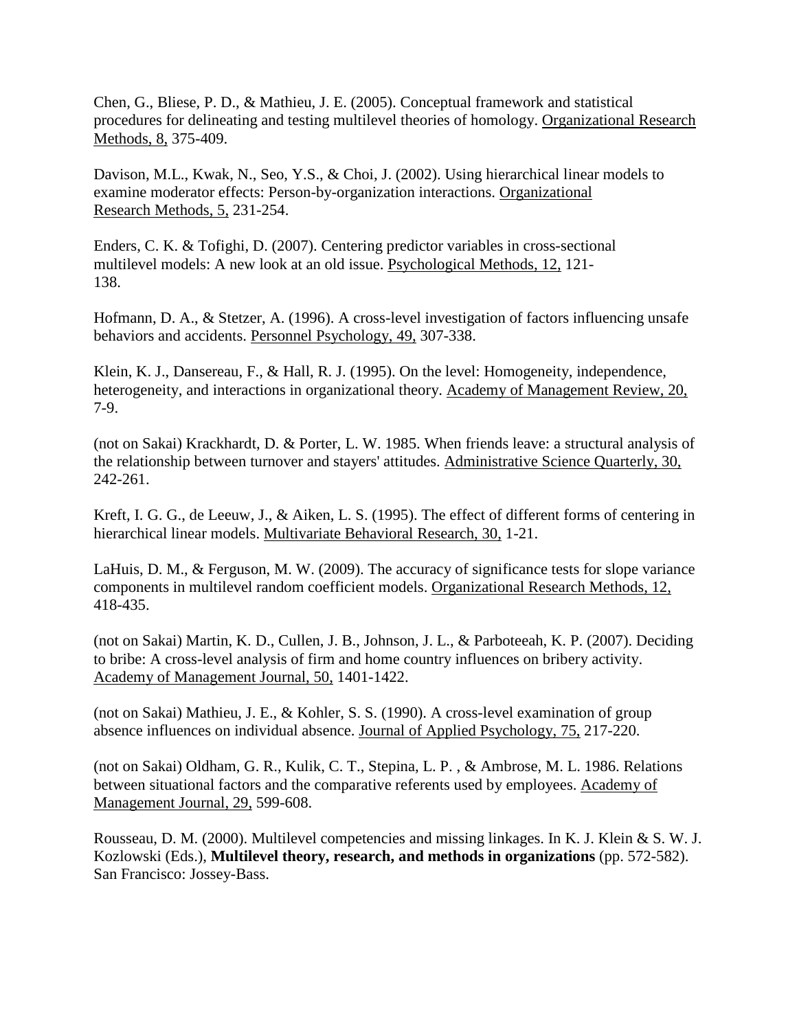Chen, G., Bliese, P. D., & Mathieu, J. E. (2005). Conceptual framework and statistical procedures for delineating and testing multilevel theories of homology. Organizational Research Methods, 8, 375-409.

Davison, M.L., Kwak, N., Seo, Y.S., & Choi, J. (2002). Using hierarchical linear models to examine moderator effects: Person-by-organization interactions. Organizational Research Methods, 5, 231-254.

Enders, C. K. & Tofighi, D. (2007). Centering predictor variables in cross-sectional multilevel models: A new look at an old issue. Psychological Methods, 12, 121-138.

Hofmann, D. A., & Stetzer, A. (1996). A cross-level investigation of factors influencing unsafe behaviors and accidents. Personnel Psychology, 49, 307-338.

Klein, K. J., Dansereau, F., & Hall, R. J. (1995). On the level: Homogeneity, independence, heterogeneity, and interactions in organizational theory. Academy of Management Review, 20, 7-9.

(not on Sakai) Krackhardt, D. & Porter, L. W. 1985. When friends leave: a structural analysis of the relationship between turnover and stayers' attitudes. Administrative Science Quarterly, 30, 242-261.

Kreft, I. G. G., de Leeuw, J., & Aiken, L. S. (1995). The effect of different forms of centering in hierarchical linear models. Multivariate Behavioral Research, 30, 1-21.

LaHuis, D. M., & Ferguson, M. W. (2009). The accuracy of significance tests for slope variance components in multilevel random coefficient models. Organizational Research Methods, 12, 418-435.

(not on Sakai) Martin, K. D., Cullen, J. B., Johnson, J. L., & Parboteeah, K. P. (2007). Deciding to bribe: A cross-level analysis of firm and home country influences on bribery activity. Academy of Management Journal, 50, 1401-1422.

(not on Sakai) Mathieu, J. E., & Kohler, S. S. (1990). A cross-level examination of group absence influences on individual absence. Journal of Applied Psychology, 75, 217-220.

(not on Sakai) Oldham, G. R., Kulik, C. T., Stepina, L. P. , & Ambrose, M. L. 1986. Relations between situational factors and the comparative referents used by employees. Academy of Management Journal, 29, 599-608.

Rousseau, D. M. (2000). Multilevel competencies and missing linkages. In K. J. Klein & S. W. J. Kozlowski (Eds.), **Multilevel theory, research, and methods in organizations** (pp. 572-582). San Francisco: Jossey-Bass.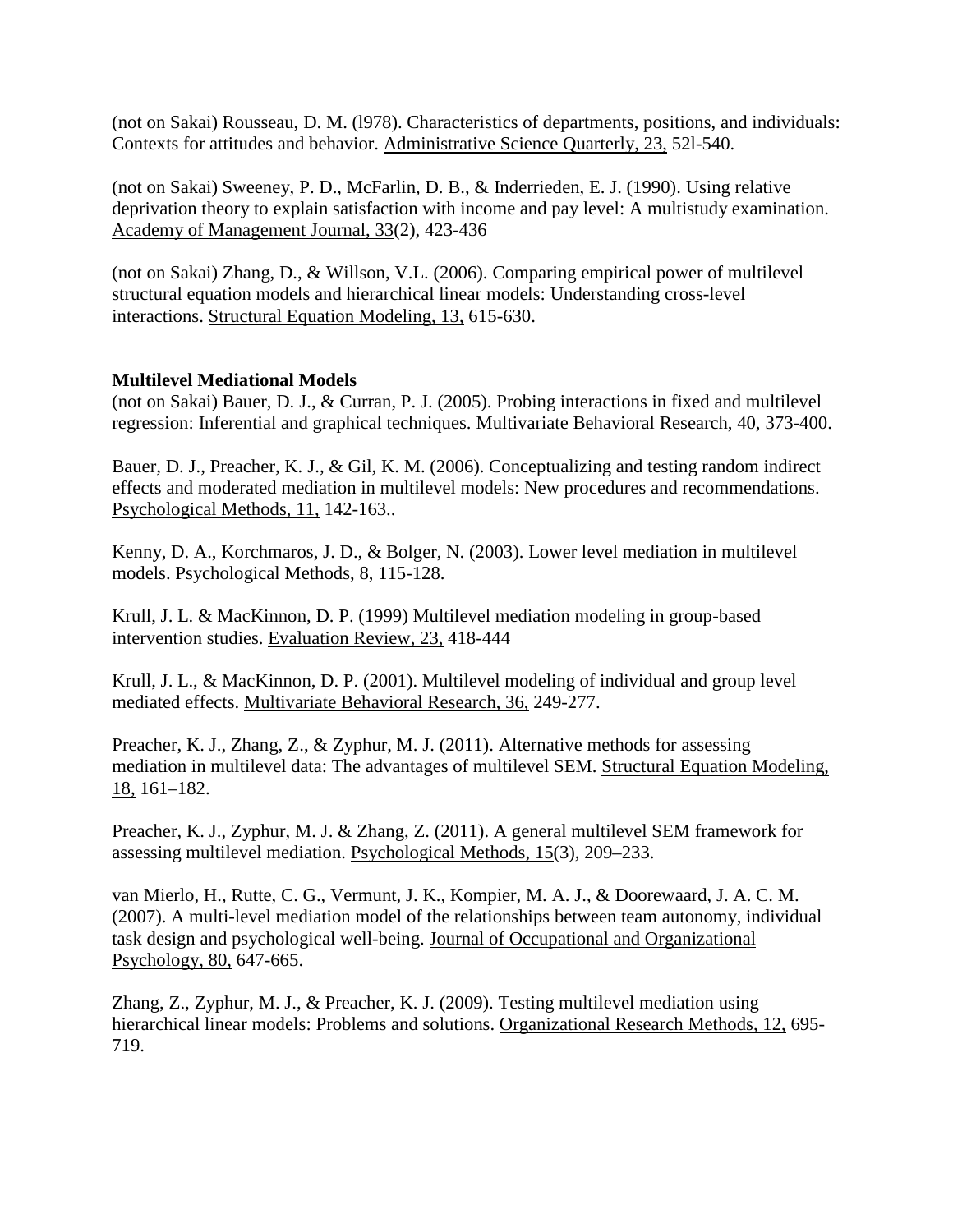(not on Sakai) Rousseau, D. M. (l978). Characteristics of departments, positions, and individuals: Contexts for attitudes and behavior. Administrative Science Quarterly, 23, 52l-540.

(not on Sakai) Sweeney, P. D., McFarlin, D. B., & Inderrieden, E. J. (1990). Using relative deprivation theory to explain satisfaction with income and pay level: A multistudy examination. Academy of Management Journal, 33(2), 423-436

(not on Sakai) Zhang, D., & Willson, V.L. (2006). Comparing empirical power of multilevel structural equation models and hierarchical linear models: Understanding cross-level interactions. Structural Equation Modeling, 13, 615-630.

**Multilevel Mediational Models**

(not on Sakai) Bauer, D. J., & Curran, P. J. (2005). Probing interactions in fixed and multilevel regression: Inferential and graphical techniques. Multivariate Behavioral Research, 40, 373-400.

Bauer, D. J., Preacher, K. J., & Gil, K. M. (2006). Conceptualizing and testing random indirect effects and moderated mediation in multilevel models: New procedures and recommendations. Psychological Methods, 11, 142-163..

Kenny, D. A., Korchmaros, J. D., & Bolger, N. (2003). Lower level mediation in multilevel models. Psychological Methods, 8, 115-128.

Krull, J. L. & MacKinnon, D. P. (1999) Multilevel mediation modeling in group-based intervention studies. Evaluation Review, 23, 418-444

Krull, J. L., & MacKinnon, D. P. (2001). Multilevel modeling of individual and group level mediated effects. Multivariate Behavioral Research, 36, 249-277.

Preacher, K. J., Zhang, Z., & Zyphur, M. J. (2011). Alternative methods for assessing mediation in multilevel data: The advantages of multilevel SEM. Structural Equation Modeling, 18, 161–182.

Preacher, K. J., Zyphur, M. J. & Zhang, Z. (2011). A general multilevel SEM framework for assessing multilevel mediation. Psychological Methods, 15(3), 209–233.

van Mierlo, H., Rutte, C. G., Vermunt, J. K., Kompier, M. A. J., & Doorewaard, J. A. C. M. (2007). A multi-level mediation model of the relationships between team autonomy, individual task design and psychological well-being. Journal of Occupational and Organizational Psychology, 80, 647-665.

Zhang, Z., Zyphur, M. J., & Preacher, K. J. (2009). Testing multilevel mediation using hierarchical linear models: Problems and solutions. Organizational Research Methods, 12, 695-719.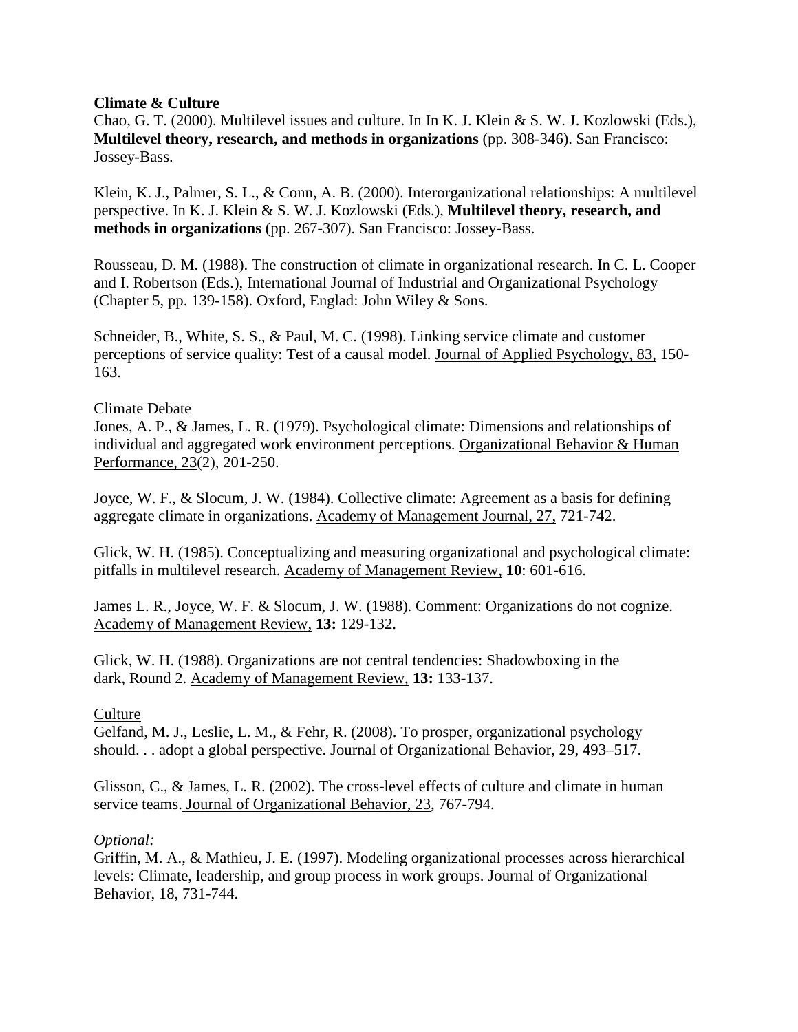**Climate & Culture**

Chao, G. T. (2000). Multilevel issues and culture. In In K. J. Klein & S. W. J. Kozlowski (Eds.), **Multilevel theory, research, and methods in organizations** (pp. 308-346). San Francisco: Jossey-Bass.

Klein, K. J., Palmer, S. L., & Conn, A. B. (2000). Interorganizational relationships: A multilevel perspective. In K. J. Klein & S. W. J. Kozlowski (Eds.), **Multilevel theory, research, and methods in organizations** (pp. 267-307). San Francisco: Jossey-Bass.

Rousseau, D. M. (1988). The construction of climate in organizational research. In C. L. Cooper and I. Robertson (Eds.), International Journal of Industrial and Organizational Psychology (Chapter 5, pp. 139-158). Oxford, Englad: John Wiley & Sons.

Schneider, B., White, S. S., & Paul, M. C. (1998). Linking service climate and customer perceptions of service quality: Test of a causal model. Journal of Applied Psychology, 83, 150-163.

Climate Debate

Jones, A. P., & James, L. R. (1979). Psychological climate: Dimensions and relationships of individual and aggregated work environment perceptions. Organizational Behavior & Human Performance, 23(2), 201-250.

Joyce, W. F., & Slocum, J. W. (1984). Collective climate: Agreement as a basis for defining aggregate climate in organizations. Academy of Management Journal, 27, 721-742.

Glick, W. H. (1985). Conceptualizing and measuring organizational and psychological climate: pitfalls in multilevel research. Academy of Management Review, **10**: 601-616.

James L. R., Joyce, W. F. & Slocum, J. W. (1988). Comment: Organizations do not cognize. Academy of Management Review, **13:** 129-132.

Glick, W. H. (1988). Organizations are not central tendencies: Shadowboxing in the dark, Round 2. Academy of Management Review, **13:** 133-137.

Culture

Gelfand, M. J., Leslie, L. M., & Fehr, R. (2008). To prosper, organizational psychology should. . . adopt a global perspective. Journal of Organizational Behavior, 29, 493–517.

Glisson, C., & James, L. R. (2002). The cross-level effects of culture and climate in human service teams. Journal of Organizational Behavior, 23, 767-794.

*Optional:*

Griffin, M. A., & Mathieu, J. E. (1997). Modeling organizational processes across hierarchical levels: Climate, leadership, and group process in work groups. Journal of Organizational Behavior, 18, 731-744.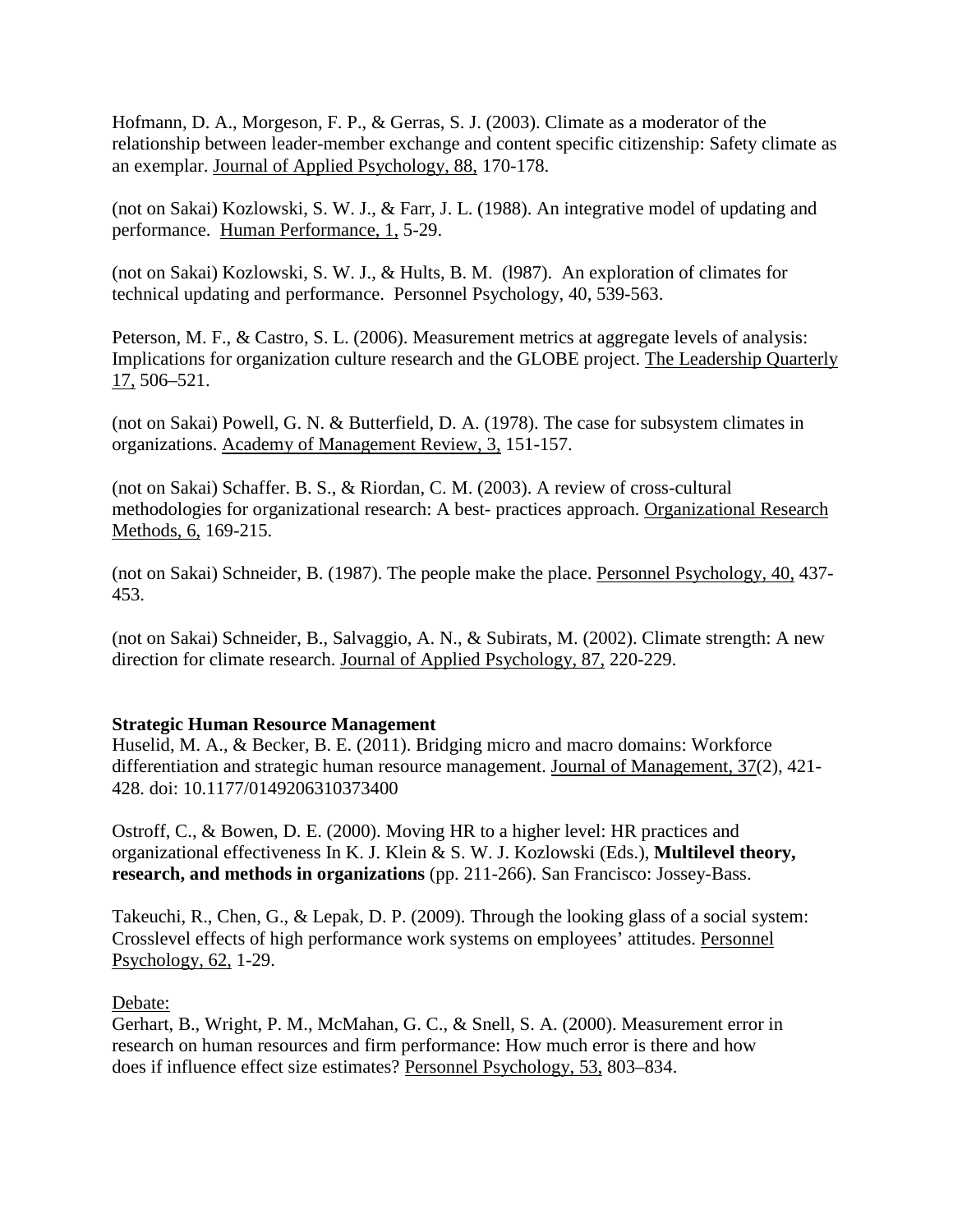Hofmann, D. A., Morgeson, F. P., & Gerras, S. J. (2003). Climate as a moderator of the relationship between leader-member exchange and content specific citizenship: Safety climate as an exemplar. Journal of Applied Psychology, 88, 170-178.

(not on Sakai) Kozlowski, S. W. J., & Farr, J. L. (1988). An integrative model of updating and performance. Human Performance, 1, 5-29.

(not on Sakai) Kozlowski, S. W. J., & Hults, B. M. (l987). An exploration of climates for technical updating and performance. Personnel Psychology, 40, 539-563.

Peterson, M. F., & Castro, S. L. (2006). Measurement metrics at aggregate levels of analysis: Implications for organization culture research and the GLOBE project. The Leadership Quarterly 17, 506–521.

(not on Sakai) Powell, G. N. & Butterfield, D. A. (1978). The case for subsystem climates in organizations. Academy of Management Review, 3, 151-157.

(not on Sakai) Schaffer. B. S., & Riordan, C. M. (2003). A review of cross-cultural methodologies for organizational research: A best- practices approach. Organizational Research Methods, 6, 169-215.

(not on Sakai) Schneider, B. (1987). The people make the place. Personnel Psychology, 40, 437-453.

(not on Sakai) Schneider, B., Salvaggio, A. N., & Subirats, M. (2002). Climate strength: A new direction for climate research. Journal of Applied Psychology, 87, 220-229.

**Strategic Human Resource Management**

Huselid, M. A., & Becker, B. E. (2011). Bridging micro and macro domains: Workforce differentiation and strategic human resource management. Journal of Management, 37(2), 421-428. doi: 10.1177/0149206310373400

Ostroff, C., & Bowen, D. E. (2000). Moving HR to a higher level: HR practices and organizational effectiveness In K. J. Klein & S. W. J. Kozlowski (Eds.), **Multilevel theory, research, and methods in organizations** (pp. 211-266). San Francisco: Jossey-Bass.

Takeuchi, R., Chen, G., & Lepak, D. P. (2009). Through the looking glass of a social system: Crosslevel effects of high performance work systems on employees' attitudes. Personnel Psychology, 62, 1-29.

Debate:

Gerhart, B., Wright, P. M., McMahan, G. C., & Snell, S. A. (2000). Measurement error in research on human resources and firm performance: How much error is there and how does if influence effect size estimates? Personnel Psychology, 53, 803–834.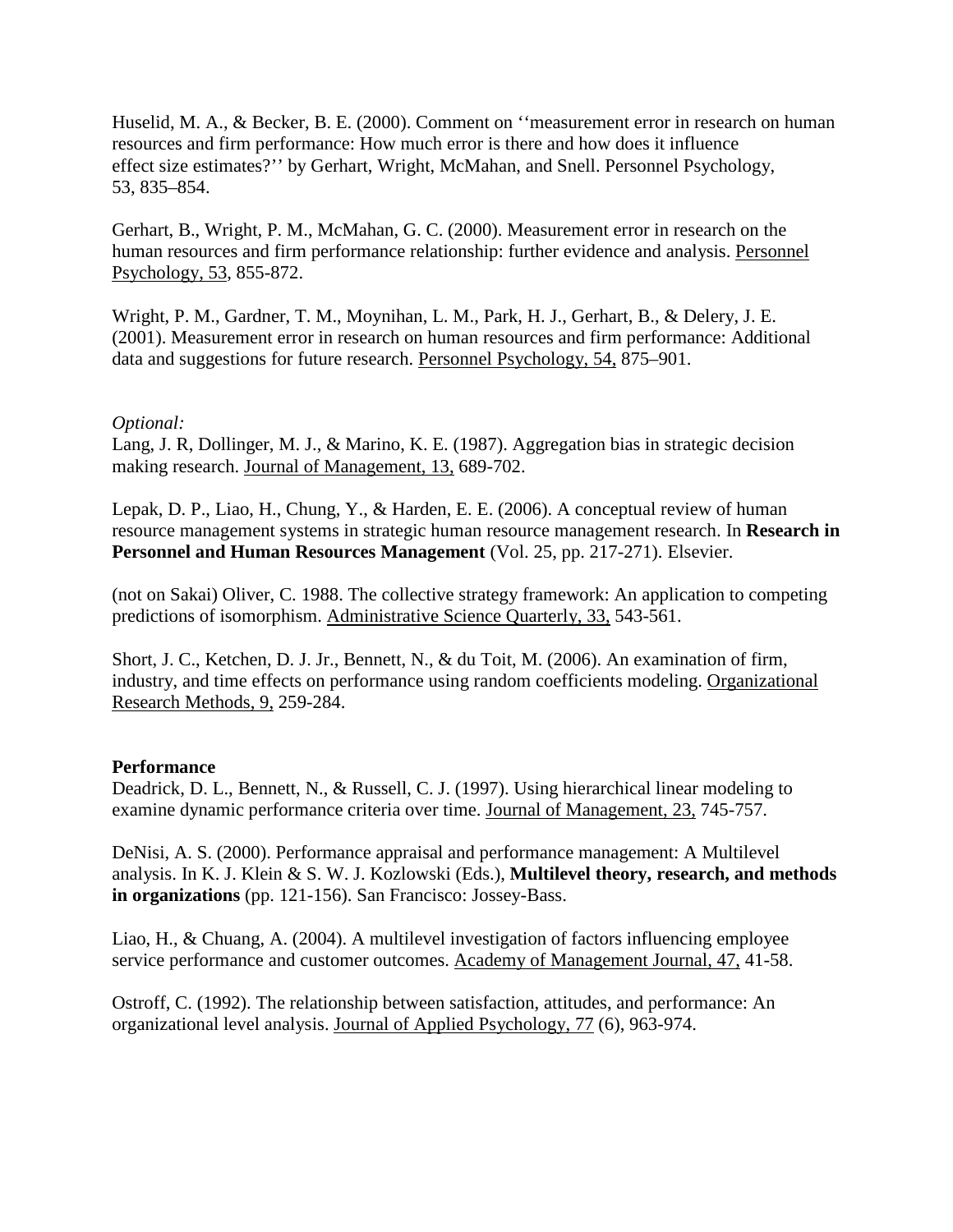Huselid, M. A., & Becker, B. E. (2000). Comment on ''measurement error in research on human resources and firm performance: How much error is there and how does it influence effect size estimates?'' by Gerhart, Wright, McMahan, and Snell. Personnel Psychology, 53, 835–854.

Gerhart, B., Wright, P. M., McMahan, G. C. (2000). Measurement error in research on the human resources and firm performance relationship: further evidence and analysis. Personnel Psychology, 53, 855-872.

Wright, P. M., Gardner, T. M., Moynihan, L. M., Park, H. J., Gerhart, B., & Delery, J. E. (2001). Measurement error in research on human resources and firm performance: Additional data and suggestions for future research. Personnel Psychology, 54, 875–901.

*Optional:*

Lang, J. R, Dollinger, M. J., & Marino, K. E. (1987). Aggregation bias in strategic decision making research. Journal of Management, 13, 689-702.

Lepak, D. P., Liao, H., Chung, Y., & Harden, E. E. (2006). A conceptual review of human resource management systems in strategic human resource management research. In **Research in Personnel and Human Resources Management** (Vol. 25, pp. 217-271). Elsevier.

(not on Sakai) Oliver, C. 1988. The collective strategy framework: An application to competing predictions of isomorphism. Administrative Science Quarterly, 33, 543-561.

Short, J. C., Ketchen, D. J. Jr., Bennett, N., & du Toit, M. (2006). An examination of firm, industry, and time effects on performance using random coefficients modeling. Organizational Research Methods, 9, 259-284.

**Performance**

Deadrick, D. L., Bennett, N., & Russell, C. J. (1997). Using hierarchical linear modeling to examine dynamic performance criteria over time. Journal of Management, 23, 745-757.

DeNisi, A. S. (2000). Performance appraisal and performance management: A Multilevel analysis. In K. J. Klein & S. W. J. Kozlowski (Eds.), **Multilevel theory, research, and methods in organizations** (pp. 121-156). San Francisco: Jossey-Bass.

Liao, H., & Chuang, A. (2004). A multilevel investigation of factors influencing employee service performance and customer outcomes. Academy of Management Journal, 47, 41-58.

Ostroff, C. (1992). The relationship between satisfaction, attitudes, and performance: An organizational level analysis. Journal of Applied Psychology, 77 (6), 963-974.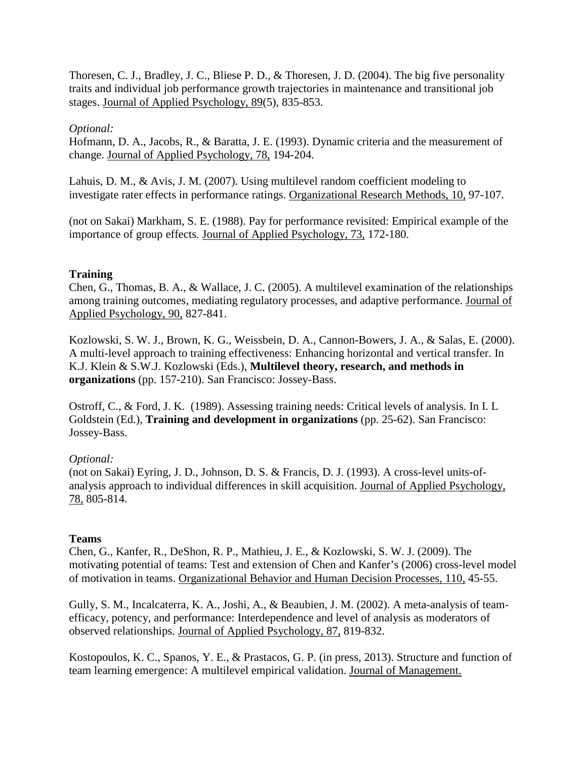Thoresen, C. J., Bradley, J. C., Bliese P. D., & Thoresen, J. D. (2004). The big five personality traits and individual job performance growth trajectories in maintenance and transitional job stages. Journal of Applied Psychology, 89(5), 835-853.

*Optional:*
Hofmann, D. A., Jacobs, R., & Baratta, J. E. (1993). Dynamic criteria and the measurement of change. Journal of Applied Psychology, 78, 194-204.

Lahuis, D. M., & Avis, J. M. (2007). Using multilevel random coefficient modeling to investigate rater effects in performance ratings. Organizational Research Methods, 10, 97-107.

(not on Sakai) Markham, S. E. (1988). Pay for performance revisited: Empirical example of the importance of group effects. Journal of Applied Psychology, 73, 172-180.

**Training**

Chen, G., Thomas, B. A., & Wallace, J. C. (2005). A multilevel examination of the relationships among training outcomes, mediating regulatory processes, and adaptive performance. Journal of Applied Psychology, 90, 827-841.

Kozlowski, S. W. J., Brown, K. G., Weissbein, D. A., Cannon-Bowers, J. A., & Salas, E. (2000). A multi-level approach to training effectiveness: Enhancing horizontal and vertical transfer. In K.J. Klein & S.W.J. Kozlowski (Eds.), **Multilevel theory, research, and methods in organizations** (pp. 157-210). San Francisco: Jossey-Bass.

Ostroff, C., & Ford, J. K. (1989). Assessing training needs: Critical levels of analysis. In I. L Goldstein (Ed.), **Training and development in organizations** (pp. 25-62). San Francisco: Jossey-Bass.

*Optional:*
(not on Sakai) Eyring, J. D., Johnson, D. S. & Francis, D. J. (1993). A cross-level units-of-analysis approach to individual differences in skill acquisition. Journal of Applied Psychology, 78, 805-814.

**Teams**

Chen, G., Kanfer, R., DeShon, R. P., Mathieu, J. E., & Kozlowski, S. W. J. (2009). The motivating potential of teams: Test and extension of Chen and Kanfer's (2006) cross-level model of motivation in teams. Organizational Behavior and Human Decision Processes, 110, 45-55.

Gully, S. M., Incalcaterra, K. A., Joshi, A., & Beaubien, J. M. (2002). A meta-analysis of team-efficacy, potency, and performance: Interdependence and level of analysis as moderators of observed relationships. Journal of Applied Psychology, 87, 819-832.

Kostopoulos, K. C., Spanos, Y. E., & Prastacos, G. P. (in press, 2013). Structure and function of team learning emergence: A multilevel empirical validation. Journal of Management.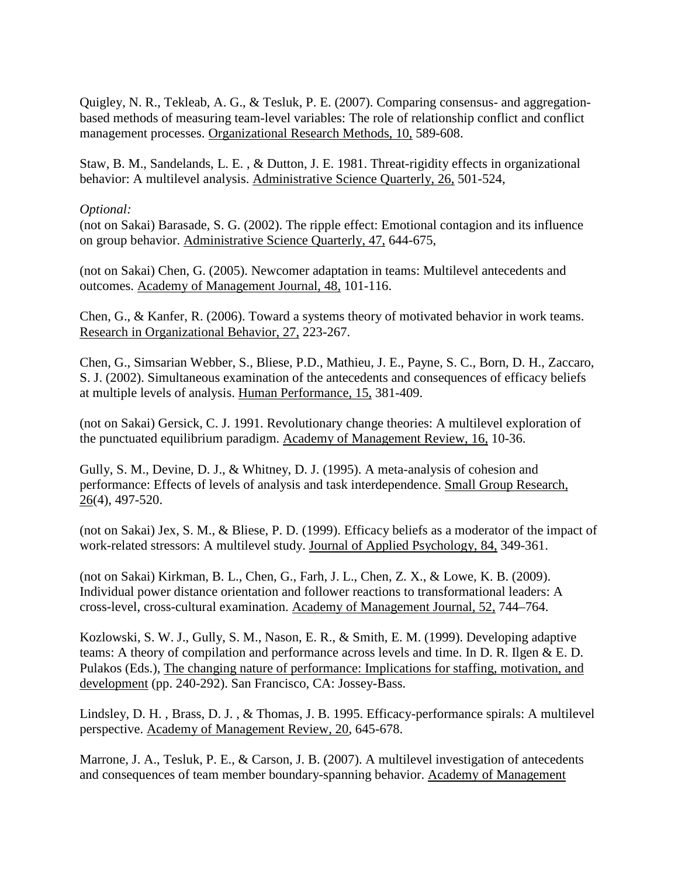Quigley, N. R., Tekleab, A. G., & Tesluk, P. E. (2007). Comparing consensus- and aggregation-based methods of measuring team-level variables: The role of relationship conflict and conflict management processes. Organizational Research Methods, 10, 589-608.

Staw, B. M., Sandelands, L. E. , & Dutton, J. E. 1981. Threat-rigidity effects in organizational behavior: A multilevel analysis. Administrative Science Quarterly, 26, 501-524,

*Optional:*

(not on Sakai) Barasade, S. G. (2002). The ripple effect: Emotional contagion and its influence on group behavior. Administrative Science Quarterly, 47, 644-675,

(not on Sakai) Chen, G. (2005). Newcomer adaptation in teams: Multilevel antecedents and outcomes. Academy of Management Journal, 48, 101-116.

Chen, G., & Kanfer, R. (2006). Toward a systems theory of motivated behavior in work teams. Research in Organizational Behavior, 27, 223-267.

Chen, G., Simsarian Webber, S., Bliese, P.D., Mathieu, J. E., Payne, S. C., Born, D. H., Zaccaro, S. J. (2002). Simultaneous examination of the antecedents and consequences of efficacy beliefs at multiple levels of analysis. Human Performance, 15, 381-409.

(not on Sakai) Gersick, C. J. 1991. Revolutionary change theories: A multilevel exploration of the punctuated equilibrium paradigm. Academy of Management Review, 16, 10-36.

Gully, S. M., Devine, D. J., & Whitney, D. J. (1995). A meta-analysis of cohesion and performance: Effects of levels of analysis and task interdependence. Small Group Research, 26(4), 497-520.

(not on Sakai) Jex, S. M., & Bliese, P. D. (1999). Efficacy beliefs as a moderator of the impact of work-related stressors: A multilevel study. Journal of Applied Psychology, 84, 349-361.

(not on Sakai) Kirkman, B. L., Chen, G., Farh, J. L., Chen, Z. X., & Lowe, K. B. (2009). Individual power distance orientation and follower reactions to transformational leaders: A cross-level, cross-cultural examination. Academy of Management Journal, 52, 744–764.

Kozlowski, S. W. J., Gully, S. M., Nason, E. R., & Smith, E. M. (1999). Developing adaptive teams: A theory of compilation and performance across levels and time. In D. R. Ilgen & E. D. Pulakos (Eds.), The changing nature of performance: Implications for staffing, motivation, and development (pp. 240-292). San Francisco, CA: Jossey-Bass.

Lindsley, D. H. , Brass, D. J. , & Thomas, J. B. 1995. Efficacy-performance spirals: A multilevel perspective. Academy of Management Review, 20, 645-678.

Marrone, J. A., Tesluk, P. E., & Carson, J. B. (2007). A multilevel investigation of antecedents and consequences of team member boundary-spanning behavior. Academy of Management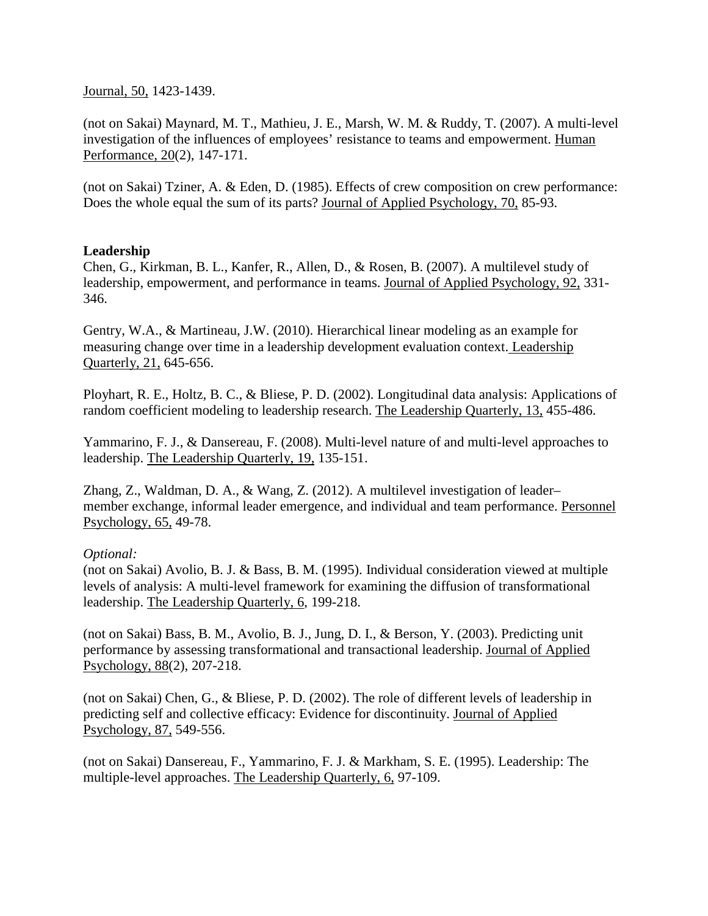Journal, 50, 1423-1439.

(not on Sakai) Maynard, M. T., Mathieu, J. E., Marsh, W. M. & Ruddy, T. (2007). A multi-level investigation of the influences of employees' resistance to teams and empowerment. Human Performance, 20(2), 147-171.

(not on Sakai) Tziner, A. & Eden, D. (1985). Effects of crew composition on crew performance: Does the whole equal the sum of its parts? Journal of Applied Psychology, 70, 85-93.

**Leadership**

Chen, G., Kirkman, B. L., Kanfer, R., Allen, D., & Rosen, B. (2007). A multilevel study of leadership, empowerment, and performance in teams. Journal of Applied Psychology, 92, 331-346.

Gentry, W.A., & Martineau, J.W. (2010). Hierarchical linear modeling as an example for measuring change over time in a leadership development evaluation context. Leadership Quarterly, 21, 645-656.

Ployhart, R. E., Holtz, B. C., & Bliese, P. D. (2002). Longitudinal data analysis: Applications of random coefficient modeling to leadership research. The Leadership Quarterly, 13, 455-486.

Yammarino, F. J., & Dansereau, F. (2008). Multi-level nature of and multi-level approaches to leadership. The Leadership Quarterly, 19, 135-151.

Zhang, Z., Waldman, D. A., & Wang, Z. (2012). A multilevel investigation of leader–member exchange, informal leader emergence, and individual and team performance. Personnel Psychology, 65, 49-78.

*Optional:*

(not on Sakai) Avolio, B. J. & Bass, B. M. (1995). Individual consideration viewed at multiple levels of analysis: A multi-level framework for examining the diffusion of transformational leadership. The Leadership Quarterly, 6, 199-218.

(not on Sakai) Bass, B. M., Avolio, B. J., Jung, D. I., & Berson, Y. (2003). Predicting unit performance by assessing transformational and transactional leadership. Journal of Applied Psychology, 88(2), 207-218.

(not on Sakai) Chen, G., & Bliese, P. D. (2002). The role of different levels of leadership in predicting self and collective efficacy: Evidence for discontinuity. Journal of Applied Psychology, 87, 549-556.

(not on Sakai) Dansereau, F., Yammarino, F. J. & Markham, S. E. (1995). Leadership: The multiple-level approaches. The Leadership Quarterly, 6, 97-109.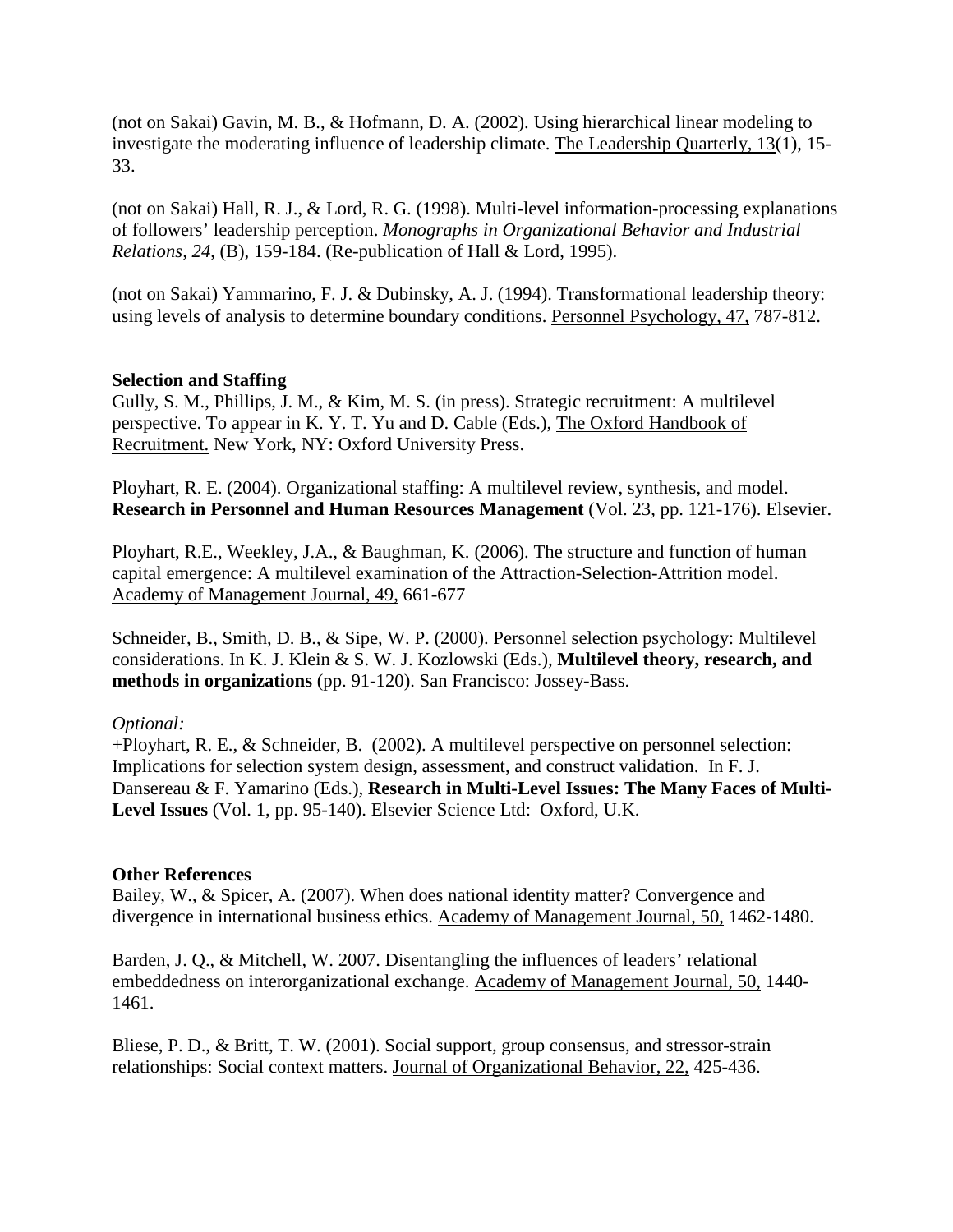(not on Sakai) Gavin, M. B., & Hofmann, D. A. (2002). Using hierarchical linear modeling to investigate the moderating influence of leadership climate. The Leadership Quarterly, 13(1), 15-33.

(not on Sakai) Hall, R. J., & Lord, R. G. (1998). Multi-level information-processing explanations of followers' leadership perception. *Monographs in Organizational Behavior and Industrial Relations*, *24*, (B), 159-184. (Re-publication of Hall & Lord, 1995).

(not on Sakai) Yammarino, F. J. & Dubinsky, A. J. (1994). Transformational leadership theory: using levels of analysis to determine boundary conditions. Personnel Psychology, 47, 787-812.

**Selection and Staffing**

Gully, S. M., Phillips, J. M., & Kim, M. S. (in press). Strategic recruitment: A multilevel perspective. To appear in K. Y. T. Yu and D. Cable (Eds.), The Oxford Handbook of Recruitment. New York, NY: Oxford University Press.

Ployhart, R. E. (2004). Organizational staffing: A multilevel review, synthesis, and model. **Research in Personnel and Human Resources Management** (Vol. 23, pp. 121-176). Elsevier.

Ployhart, R.E., Weekley, J.A., & Baughman, K. (2006). The structure and function of human capital emergence: A multilevel examination of the Attraction-Selection-Attrition model. Academy of Management Journal, 49, 661-677

Schneider, B., Smith, D. B., & Sipe, W. P. (2000). Personnel selection psychology: Multilevel considerations. In K. J. Klein & S. W. J. Kozlowski (Eds.), **Multilevel theory, research, and methods in organizations** (pp. 91-120). San Francisco: Jossey-Bass.

*Optional:*

+Ployhart, R. E., & Schneider, B. (2002). A multilevel perspective on personnel selection: Implications for selection system design, assessment, and construct validation. In F. J. Dansereau & F. Yamarino (Eds.), **Research in Multi-Level Issues: The Many Faces of Multi-Level Issues** (Vol. 1, pp. 95-140). Elsevier Science Ltd: Oxford, U.K.

**Other References**

Bailey, W., & Spicer, A. (2007). When does national identity matter? Convergence and divergence in international business ethics. Academy of Management Journal, 50, 1462-1480.

Barden, J. Q., & Mitchell, W. 2007. Disentangling the influences of leaders' relational embeddedness on interorganizational exchange. Academy of Management Journal, 50, 1440-1461.

Bliese, P. D., & Britt, T. W. (2001). Social support, group consensus, and stressor-strain relationships: Social context matters. Journal of Organizational Behavior, 22, 425-436.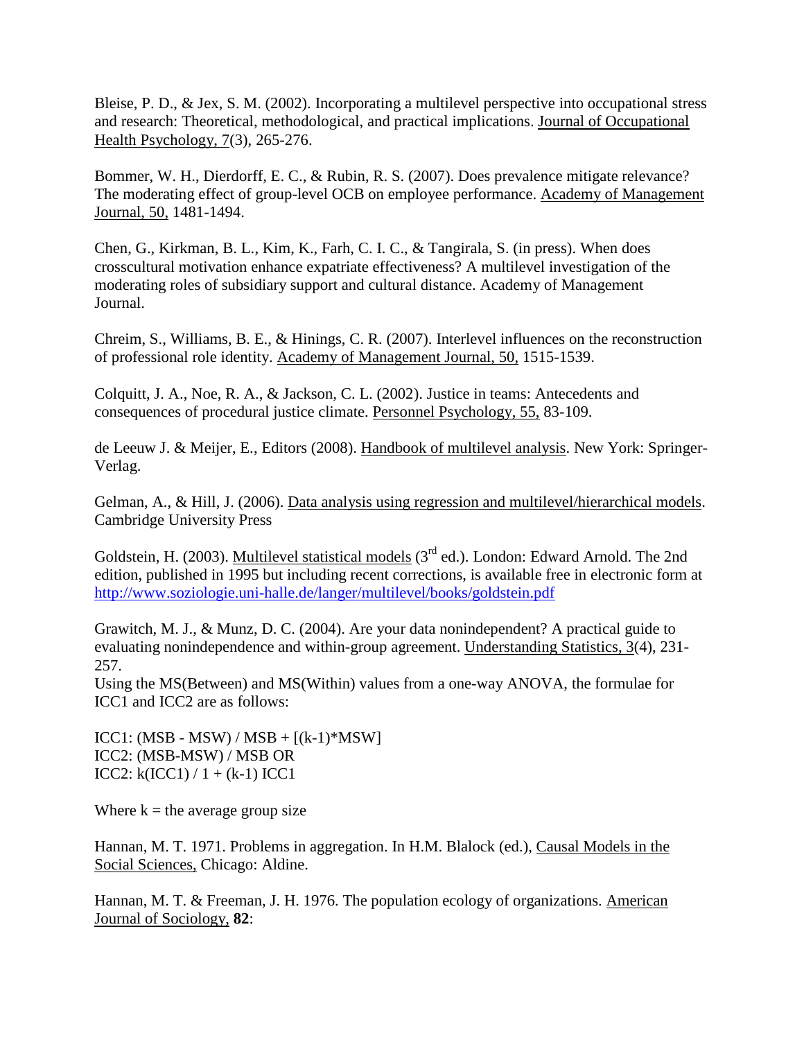Bleise, P. D., & Jex, S. M. (2002). Incorporating a multilevel perspective into occupational stress and research: Theoretical, methodological, and practical implications. Journal of Occupational Health Psychology, 7(3), 265-276.

Bommer, W. H., Dierdorff, E. C., & Rubin, R. S. (2007). Does prevalence mitigate relevance? The moderating effect of group-level OCB on employee performance. Academy of Management Journal, 50, 1481-1494.

Chen, G., Kirkman, B. L., Kim, K., Farh, C. I. C., & Tangirala, S. (in press). When does crosscultural motivation enhance expatriate effectiveness? A multilevel investigation of the moderating roles of subsidiary support and cultural distance. Academy of Management Journal.

Chreim, S., Williams, B. E., & Hinings, C. R. (2007). Interlevel influences on the reconstruction of professional role identity. Academy of Management Journal, 50, 1515-1539.

Colquitt, J. A., Noe, R. A., & Jackson, C. L. (2002). Justice in teams: Antecedents and consequences of procedural justice climate. Personnel Psychology, 55, 83-109.

de Leeuw J. & Meijer, E., Editors (2008). Handbook of multilevel analysis. New York: Springer-Verlag.

Gelman, A., & Hill, J. (2006). Data analysis using regression and multilevel/hierarchical models. Cambridge University Press

Goldstein, H. (2003). Multilevel statistical models (3rd ed.). London: Edward Arnold. The 2nd edition, published in 1995 but including recent corrections, is available free in electronic form at http://www.soziologie.uni-halle.de/langer/multilevel/books/goldstein.pdf

Grawitch, M. J., & Munz, D. C. (2004). Are your data nonindependent? A practical guide to evaluating nonindependence and within-group agreement. Understanding Statistics, 3(4), 231-257.

Using the MS(Between) and MS(Within) values from a one-way ANOVA, the formulae for ICC1 and ICC2 are as follows:

ICC1: $(MSB - MSW) / MSB + [(k-1)*MSW]$
ICC2: $(MSB-MSW) / MSB$ OR
ICC2: $k(ICC1) / 1 + (k-1) ICC1$

Where $k$ = the average group size

Hannan, M. T. 1971. Problems in aggregation. In H.M. Blalock (ed.), Causal Models in the Social Sciences, Chicago: Aldine.

Hannan, M. T. & Freeman, J. H. 1976. The population ecology of organizations. American Journal of Sociology, **82**: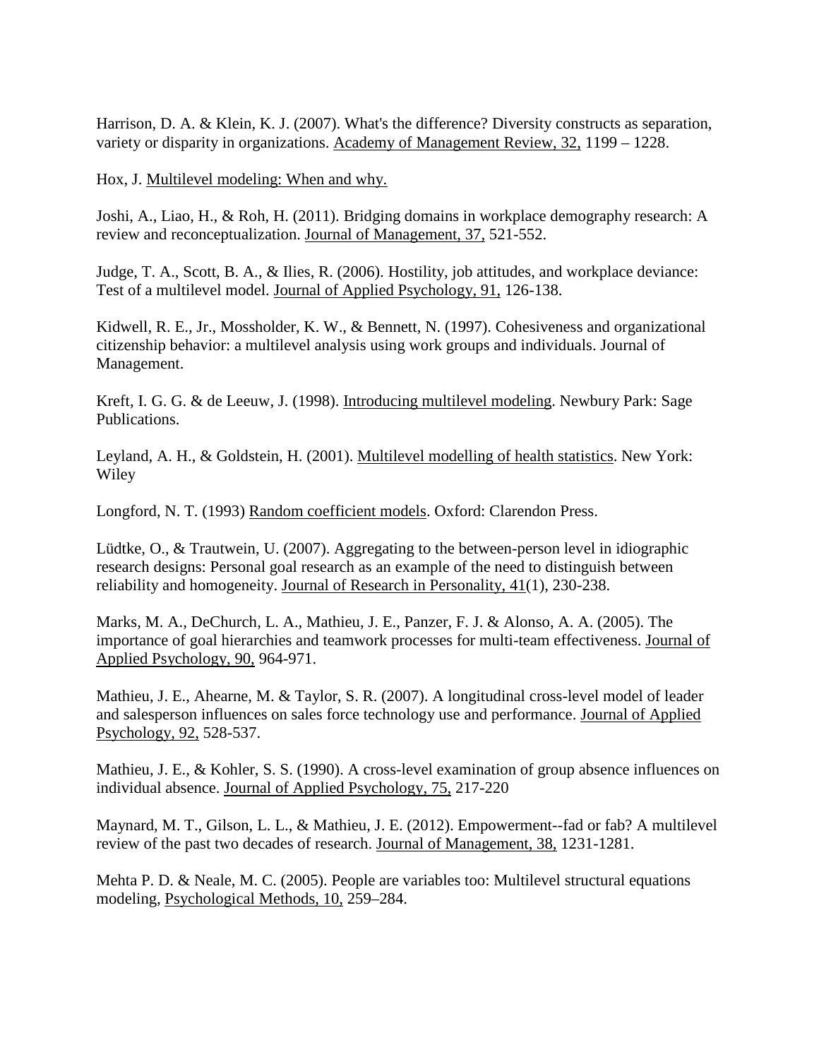Harrison, D. A. & Klein, K. J. (2007). What's the difference? Diversity constructs as separation, variety or disparity in organizations. Academy of Management Review, 32, 1199 – 1228.

Hox, J. Multilevel modeling: When and why.

Joshi, A., Liao, H., & Roh, H. (2011). Bridging domains in workplace demography research: A review and reconceptualization. Journal of Management, 37, 521-552.

Judge, T. A., Scott, B. A., & Ilies, R. (2006). Hostility, job attitudes, and workplace deviance: Test of a multilevel model. Journal of Applied Psychology, 91, 126-138.

Kidwell, R. E., Jr., Mossholder, K. W., & Bennett, N. (1997). Cohesiveness and organizational citizenship behavior: a multilevel analysis using work groups and individuals. Journal of Management.

Kreft, I. G. G. & de Leeuw, J. (1998). Introducing multilevel modeling. Newbury Park: Sage Publications.

Leyland, A. H., & Goldstein, H. (2001). Multilevel modelling of health statistics. New York: Wiley

Longford, N. T. (1993) Random coefficient models. Oxford: Clarendon Press.

Lüdtke, O., & Trautwein, U. (2007). Aggregating to the between-person level in idiographic research designs: Personal goal research as an example of the need to distinguish between reliability and homogeneity. Journal of Research in Personality, 41(1), 230-238.

Marks, M. A., DeChurch, L. A., Mathieu, J. E., Panzer, F. J. & Alonso, A. A. (2005). The importance of goal hierarchies and teamwork processes for multi-team effectiveness. Journal of Applied Psychology, 90, 964-971.

Mathieu, J. E., Ahearne, M. & Taylor, S. R. (2007). A longitudinal cross-level model of leader and salesperson influences on sales force technology use and performance. Journal of Applied Psychology, 92, 528-537.

Mathieu, J. E., & Kohler, S. S. (1990). A cross-level examination of group absence influences on individual absence. Journal of Applied Psychology, 75, 217-220

Maynard, M. T., Gilson, L. L., & Mathieu, J. E. (2012). Empowerment--fad or fab? A multilevel review of the past two decades of research. Journal of Management, 38, 1231-1281.

Mehta P. D. & Neale, M. C. (2005). People are variables too: Multilevel structural equations modeling, Psychological Methods, 10, 259–284.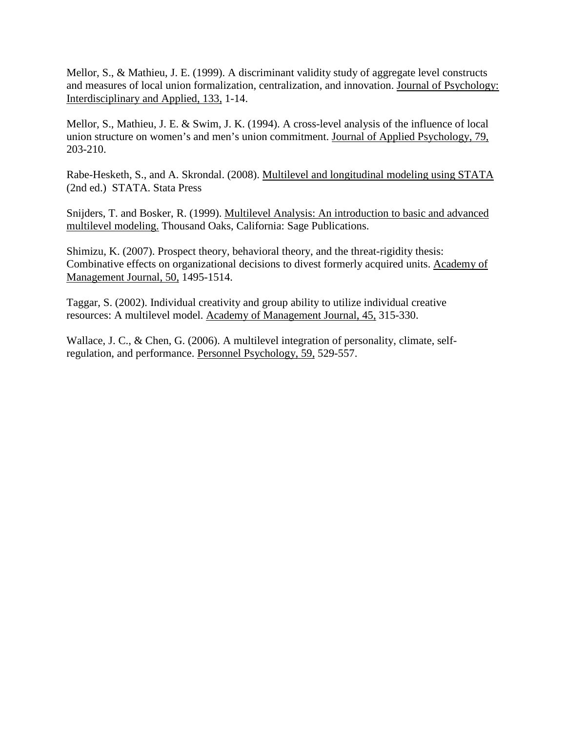Mellor, S., & Mathieu, J. E. (1999). A discriminant validity study of aggregate level constructs and measures of local union formalization, centralization, and innovation. Journal of Psychology: Interdisciplinary and Applied, 133, 1-14.

Mellor, S., Mathieu, J. E. & Swim, J. K. (1994). A cross-level analysis of the influence of local union structure on women's and men's union commitment. Journal of Applied Psychology, 79, 203-210.

Rabe-Hesketh, S., and A. Skrondal. (2008). Multilevel and longitudinal modeling using STATA (2nd ed.) STATA. Stata Press

Snijders, T. and Bosker, R. (1999). Multilevel Analysis: An introduction to basic and advanced multilevel modeling. Thousand Oaks, California: Sage Publications.

Shimizu, K. (2007). Prospect theory, behavioral theory, and the threat-rigidity thesis: Combinative effects on organizational decisions to divest formerly acquired units. Academy of Management Journal, 50, 1495-1514.

Taggar, S. (2002). Individual creativity and group ability to utilize individual creative resources: A multilevel model. Academy of Management Journal, 45, 315-330.

Wallace, J. C., & Chen, G. (2006). A multilevel integration of personality, climate, self-regulation, and performance. Personnel Psychology, 59, 529-557.